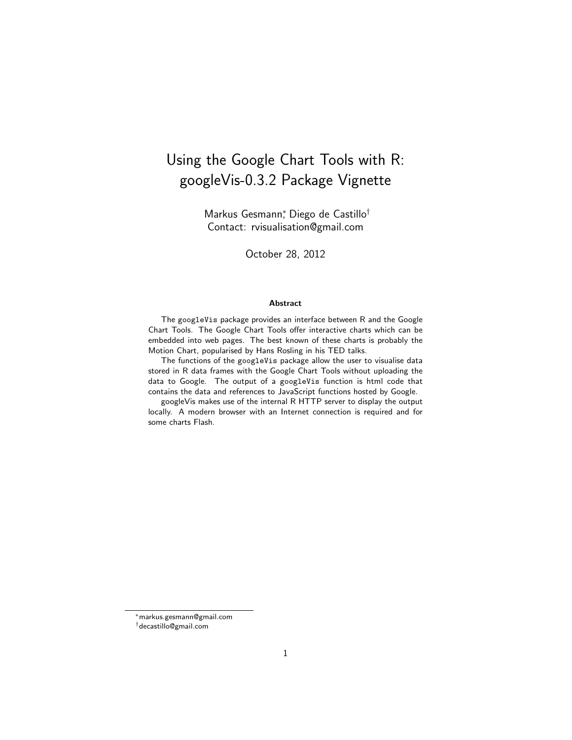# Using the Google Chart Tools with R: googleVis-0.3.2 Package Vignette

Markus Gesmann[*], Diego de Castillo[†]
Contact: rvisualisation@gmail.com

October 28, 2012

### Abstract

The googleVis package provides an interface between R and the Google Chart Tools. The Google Chart Tools offer interactive charts which can be embedded into web pages. The best known of these charts is probably the Motion Chart, popularised by Hans Rosling in his TED talks.

The functions of the googleVis package allow the user to visualise data stored in R data frames with the Google Chart Tools without uploading the data to Google. The output of a googleVis function is html code that contains the data and references to JavaScript functions hosted by Google.

googleVis makes use of the internal R HTTP server to display the output locally. A modern browser with an Internet connection is required and for some charts Flash.

---

[*] markus.gesmann@gmail.com
[†] decastillo@gmail.com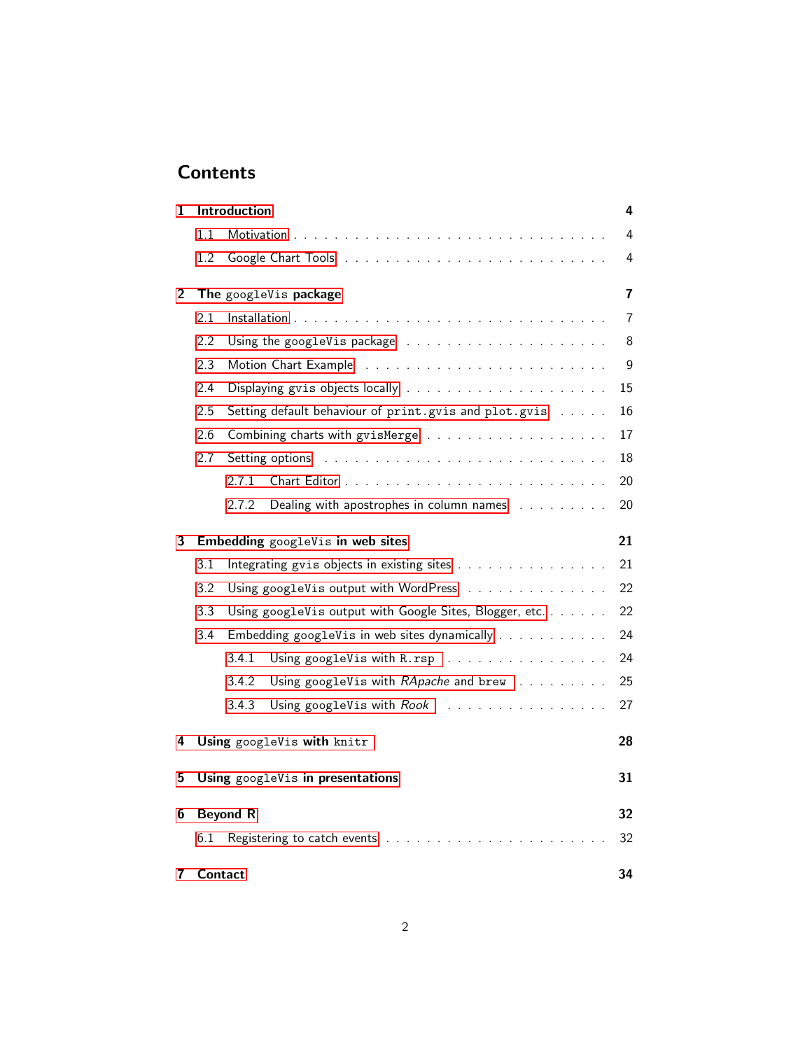# Contents

- **1 Introduction** — **4**
  - 1.1 Motivation — 4
  - 1.2 Google Chart Tools — 4
- **2 The `googleVis` package** — **7**
  - 2.1 Installation — 7
  - 2.2 Using the googleVis package — 8
  - 2.3 Motion Chart Example — 9
  - 2.4 Displaying `gvis` objects locally — 15
  - 2.5 Setting default behaviour of `print.gvis` and `plot.gvis` — 16
  - 2.6 Combining charts with `gvisMerge` — 17
  - 2.7 Setting options — 18
    - 2.7.1 Chart Editor — 20
    - 2.7.2 Dealing with apostrophes in column names — 20
- **3 Embedding `googleVis` in web sites** — **21**
  - 3.1 Integrating `gvis` objects in existing sites — 21
  - 3.2 Using `googleVis` output with WordPress — 22
  - 3.3 Using `googleVis` output with Google Sites, Blogger, etc. — 22
  - 3.4 Embedding `googleVis` in web sites dynamically — 24
    - 3.4.1 Using `googleVis` with `R.rsp` — 24
    - 3.4.2 Using `googleVis` with *RApache* and `brew` — 25
    - 3.4.3 Using `googleVis` with *Rook* — 27
- **4 Using `googleVis` with `knitr`** — **28**
- **5 Using `googleVis` in presentations** — **31**
- **6 Beyond R** — **32**
  - 6.1 Registering to catch events — 32
- **7 Contact** — **34**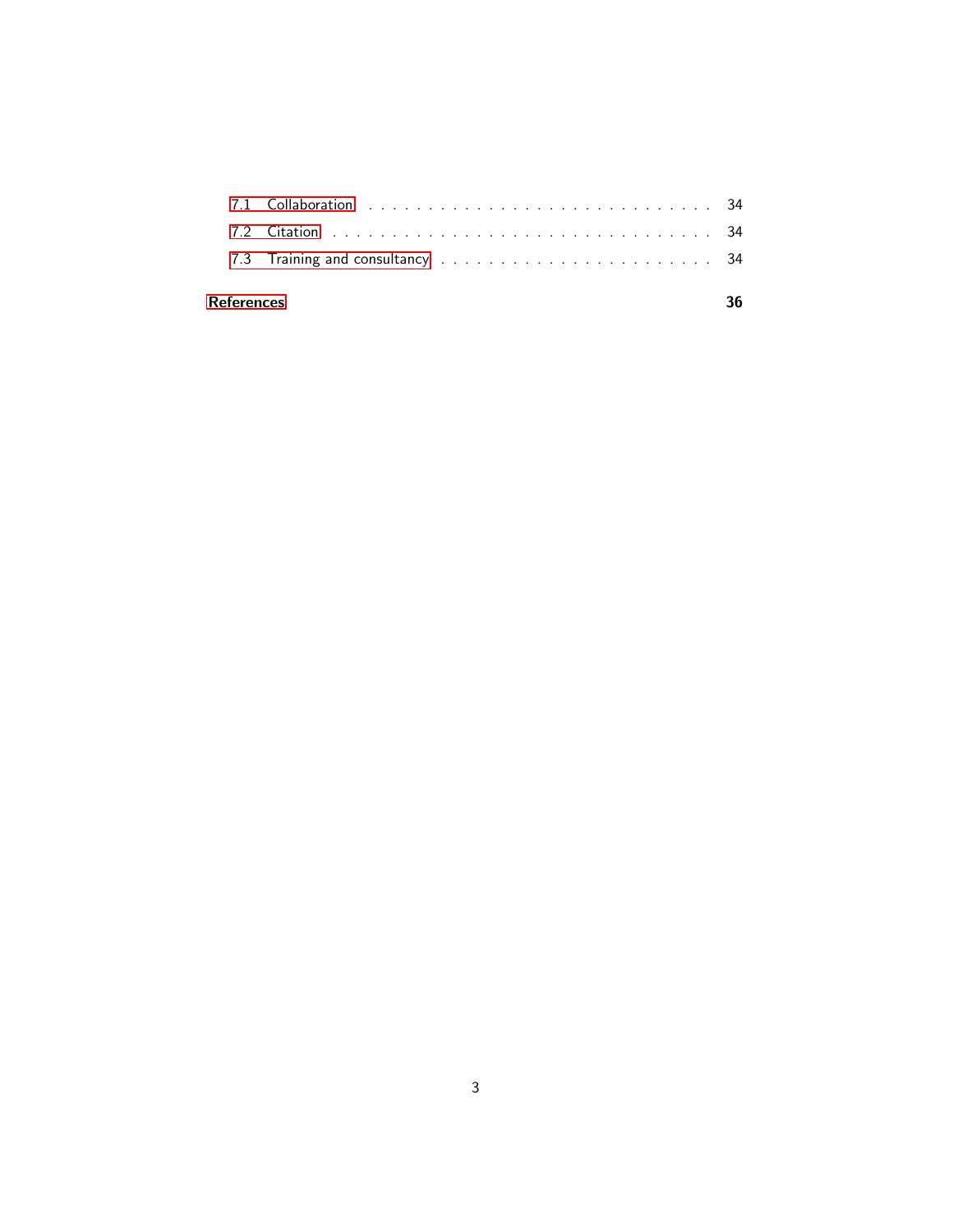7.1 Collaboration . . . . . . . . . . . . . . . . . . . . . . . . . . . . 34

7.2 Citation . . . . . . . . . . . . . . . . . . . . . . . . . . . . . . . 34

7.3 Training and consultancy . . . . . . . . . . . . . . . . . . . . . . 34

**References** **36**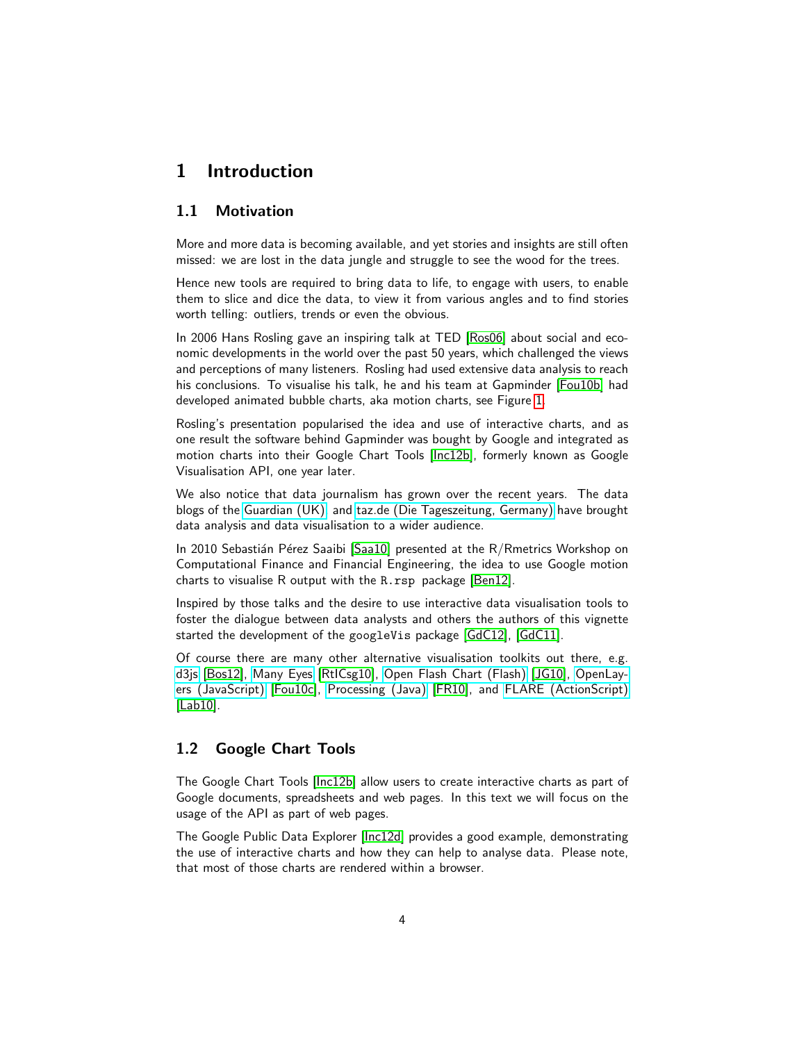# 1 Introduction

## 1.1 Motivation

More and more data is becoming available, and yet stories and insights are still often missed: we are lost in the data jungle and struggle to see the wood for the trees.

Hence new tools are required to bring data to life, to engage with users, to enable them to slice and dice the data, to view it from various angles and to find stories worth telling: outliers, trends or even the obvious.

In 2006 Hans Rosling gave an inspiring talk at TED [Ros06] about social and economic developments in the world over the past 50 years, which challenged the views and perceptions of many listeners. Rosling had used extensive data analysis to reach his conclusions. To visualise his talk, he and his team at Gapminder [Fou10b] had developed animated bubble charts, aka motion charts, see Figure 1.

Rosling's presentation popularised the idea and use of interactive charts, and as one result the software behind Gapminder was bought by Google and integrated as motion charts into their Google Chart Tools [Inc12b], formerly known as Google Visualisation API, one year later.

We also notice that data journalism has grown over the recent years. The data blogs of the Guardian (UK) and taz.de (Die Tageszeitung, Germany) have brought data analysis and data visualisation to a wider audience.

In 2010 Sebastián Pérez Saaibi [Saa10] presented at the R/Rmetrics Workshop on Computational Finance and Financial Engineering, the idea to use Google motion charts to visualise R output with the `R.rsp` package [Ben12].

Inspired by those talks and the desire to use interactive data visualisation tools to foster the dialogue between data analysts and others the authors of this vignette started the development of the `googleVis` package [GdC12], [GdC11].

Of course there are many other alternative visualisation toolkits out there, e.g. d3js [Bos12], Many Eyes [RtICsg10], Open Flash Chart (Flash) [JG10], OpenLayers (JavaScript) [Fou10c], Processing (Java) [FR10], and FLARE (ActionScript) [Lab10].

## 1.2 Google Chart Tools

The Google Chart Tools [Inc12b] allow users to create interactive charts as part of Google documents, spreadsheets and web pages. In this text we will focus on the usage of the API as part of web pages.

The Google Public Data Explorer [Inc12d] provides a good example, demonstrating the use of interactive charts and how they can help to analyse data. Please note, that most of those charts are rendered within a browser.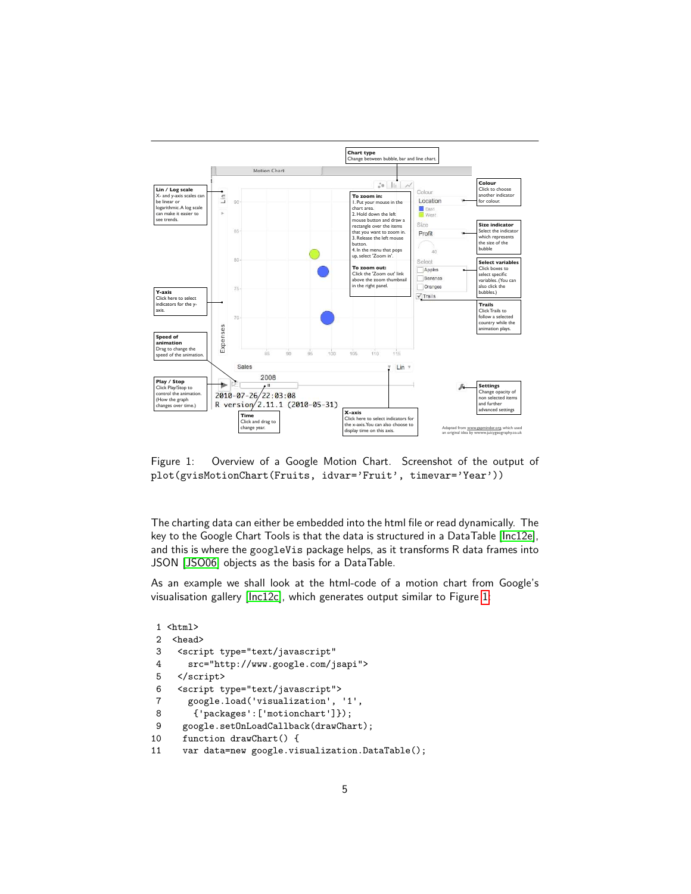Figure 1: Overview of a Google Motion Chart. Screenshot of the output of `plot(gvisMotionChart(Fruits, idvar='Fruit', timevar='Year'))`

The charting data can either be embedded into the html file or read dynamically. The key to the Google Chart Tools is that the data is structured in a DataTable [Inc12e], and this is where the googleVis package helps, as it transforms R data frames into JSON [JSO06] objects as the basis for a DataTable.

As an example we shall look at the html-code of a motion chart from Google's visualisation gallery [Inc12c], which generates output similar to Figure 1:

```
 1 <html>
 2  <head>
 3   <script type="text/javascript"
 4     src="http://www.google.com/jsapi">
 5   </script>
 6   <script type="text/javascript">
 7     google.load('visualization', '1',
 8       {'packages':['motionchart']});
 9    google.setOnLoadCallback(drawChart);
10    function drawChart() {
11    var data=new google.visualization.DataTable();
```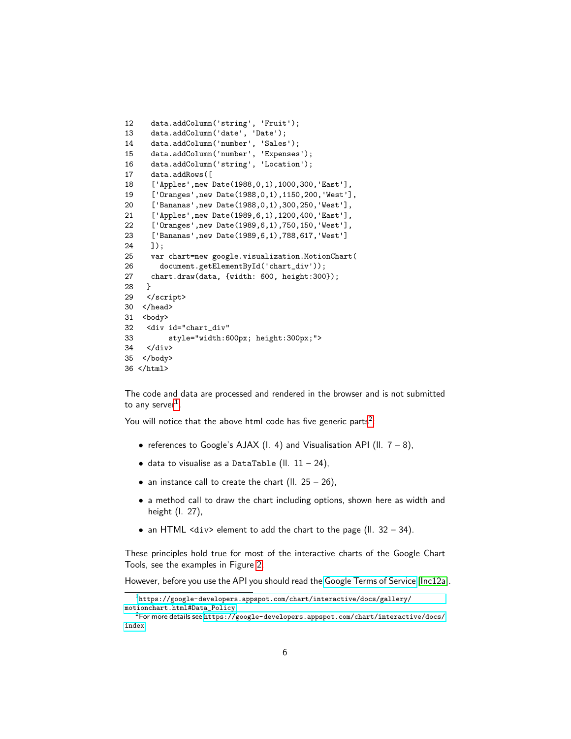```
12     data.addColumn('string', 'Fruit');
13     data.addColumn('date', 'Date');
14     data.addColumn('number', 'Sales');
15     data.addColumn('number', 'Expenses');
16     data.addColumn('string', 'Location');
17     data.addRows([
18     ['Apples',new Date(1988,0,1),1000,300,'East'],
19     ['Oranges',new Date(1988,0,1),1150,200,'West'],
20     ['Bananas',new Date(1988,0,1),300,250,'West'],
21     ['Apples',new Date(1989,6,1),1200,400,'East'],
22     ['Oranges',new Date(1989,6,1),750,150,'West'],
23     ['Bananas',new Date(1989,6,1),788,617,'West']
24     ]);
25     var chart=new google.visualization.MotionChart(
26       document.getElementById('chart_div'));
27     chart.draw(data, {width: 600, height:300});
28    }
29    </script>
30   </head>
31   <body>
32    <div id="chart_div"
33         style="width:600px; height:300px;">
34    </div>
35   </body>
36  </html>
```

The code and data are processed and rendered in the browser and is not submitted to any server[1].

You will notice that the above html code has five generic parts[2]:

- references to Google's AJAX (l. 4) and Visualisation API (ll. 7 – 8),
- data to visualise as a `DataTable` (ll. 11 – 24),
- an instance call to create the chart (ll. 25 – 26),
- a method call to draw the chart including options, shown here as width and height (l. 27),
- an HTML `<div>` element to add the chart to the page (ll. 32 – 34).

These principles hold true for most of the interactive charts of the Google Chart Tools, see the examples in Figure 2.

However, before you use the API you should read the Google Terms of Service [Inc12a].

[1] https://google-developers.appspot.com/chart/interactive/docs/gallery/motionchart.html#Data_Policy

[2] For more details see https://google-developers.appspot.com/chart/interactive/docs/index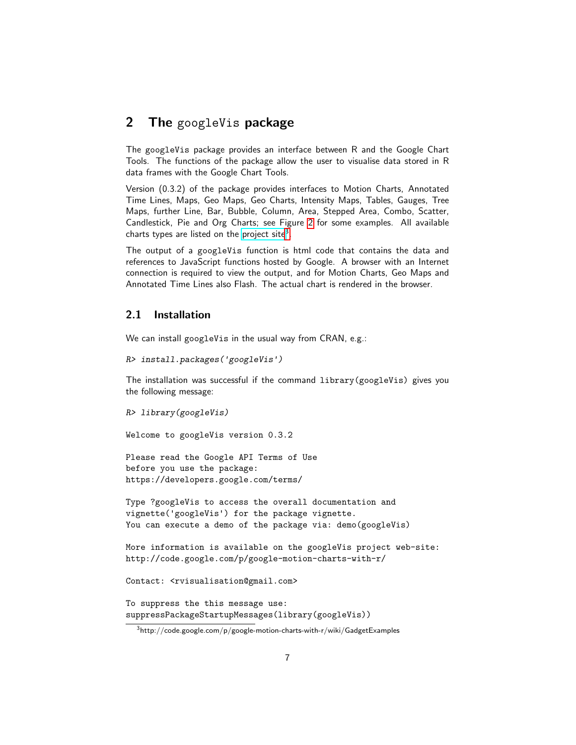## 2 The googleVis package

The googleVis package provides an interface between R and the Google Chart Tools. The functions of the package allow the user to visualise data stored in R data frames with the Google Chart Tools.

Version (0.3.2) of the package provides interfaces to Motion Charts, Annotated Time Lines, Maps, Geo Maps, Geo Charts, Intensity Maps, Tables, Gauges, Tree Maps, further Line, Bar, Bubble, Column, Area, Stepped Area, Combo, Scatter, Candlestick, Pie and Org Charts; see Figure 2 for some examples. All available charts types are listed on the project site[3].

The output of a googleVis function is html code that contains the data and references to JavaScript functions hosted by Google. A browser with an Internet connection is required to view the output, and for Motion Charts, Geo Maps and Annotated Time Lines also Flash. The actual chart is rendered in the browser.

### 2.1 Installation

We can install googleVis in the usual way from CRAN, e.g.:

```
R> install.packages('googleVis')
```

The installation was successful if the command library(googleVis) gives you the following message:

```
R> library(googleVis)

Welcome to googleVis version 0.3.2

Please read the Google API Terms of Use
before you use the package:
https://developers.google.com/terms/

Type ?googleVis to access the overall documentation and
vignette('googleVis') for the package vignette.
You can execute a demo of the package via: demo(googleVis)

More information is available on the googleVis project web-site:
http://code.google.com/p/google-motion-charts-with-r/

Contact: <rvisualisation@gmail.com>

To suppress the this message use:
suppressPackageStartupMessages(library(googleVis))
```

[3] http://code.google.com/p/google-motion-charts-with-r/wiki/GadgetExamples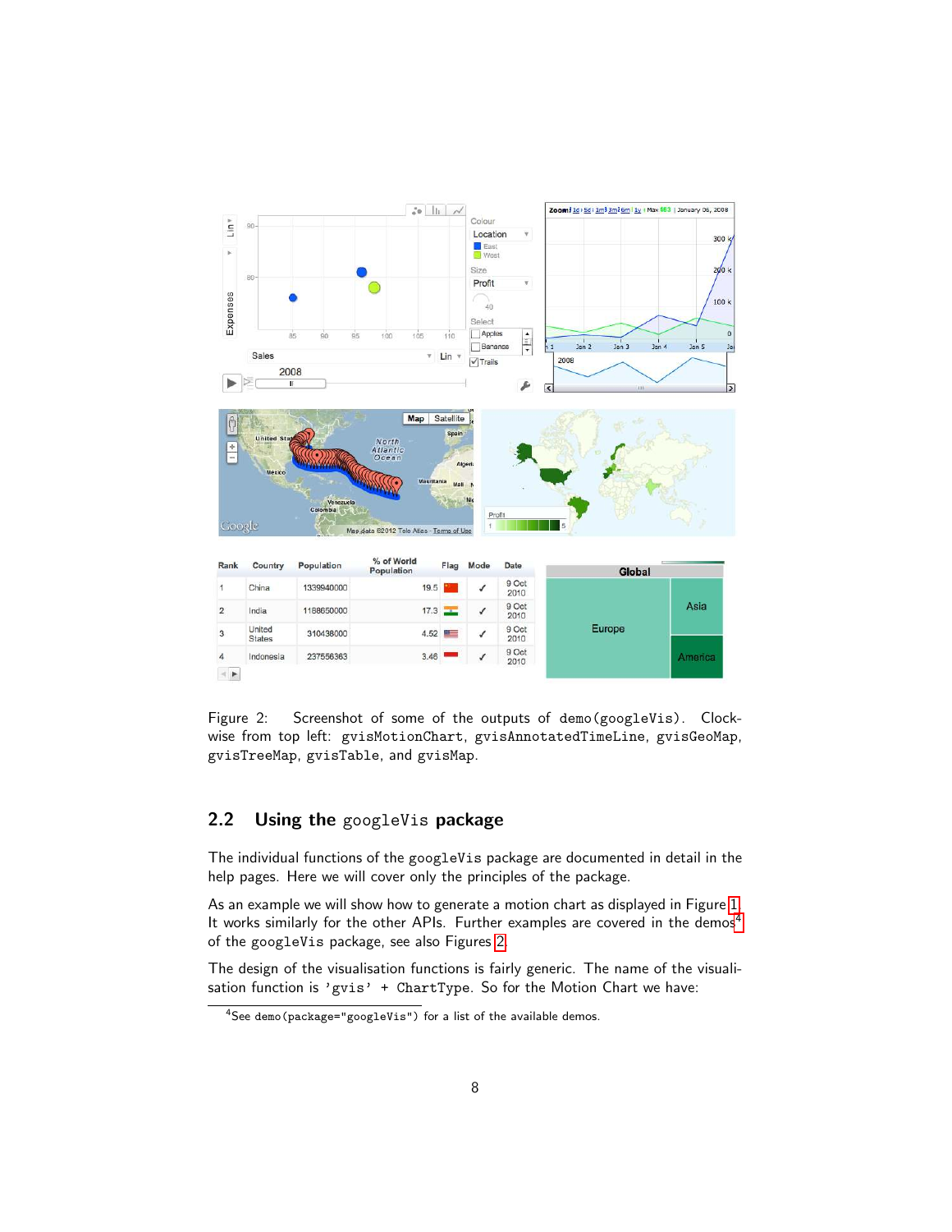Figure 2: Screenshot of some of the outputs of `demo(googleVis)`. Clockwise from top left: `gvisMotionChart`, `gvisAnnotatedTimeLine`, `gvisGeoMap`, `gvisTreeMap`, `gvisTable`, and `gvisMap`.

## 2.2 Using the `googleVis` package

The individual functions of the `googleVis` package are documented in detail in the help pages. Here we will cover only the principles of the package.

As an example we will show how to generate a motion chart as displayed in Figure 1. It works similarly for the other APIs. Further examples are covered in the demos[4] of the `googleVis` package, see also Figures 2.

The design of the visualisation functions is fairly generic. The name of the visualisation function is `'gvis' + ChartType`. So for the Motion Chart we have:

[4] See `demo(package="googleVis")` for a list of the available demos.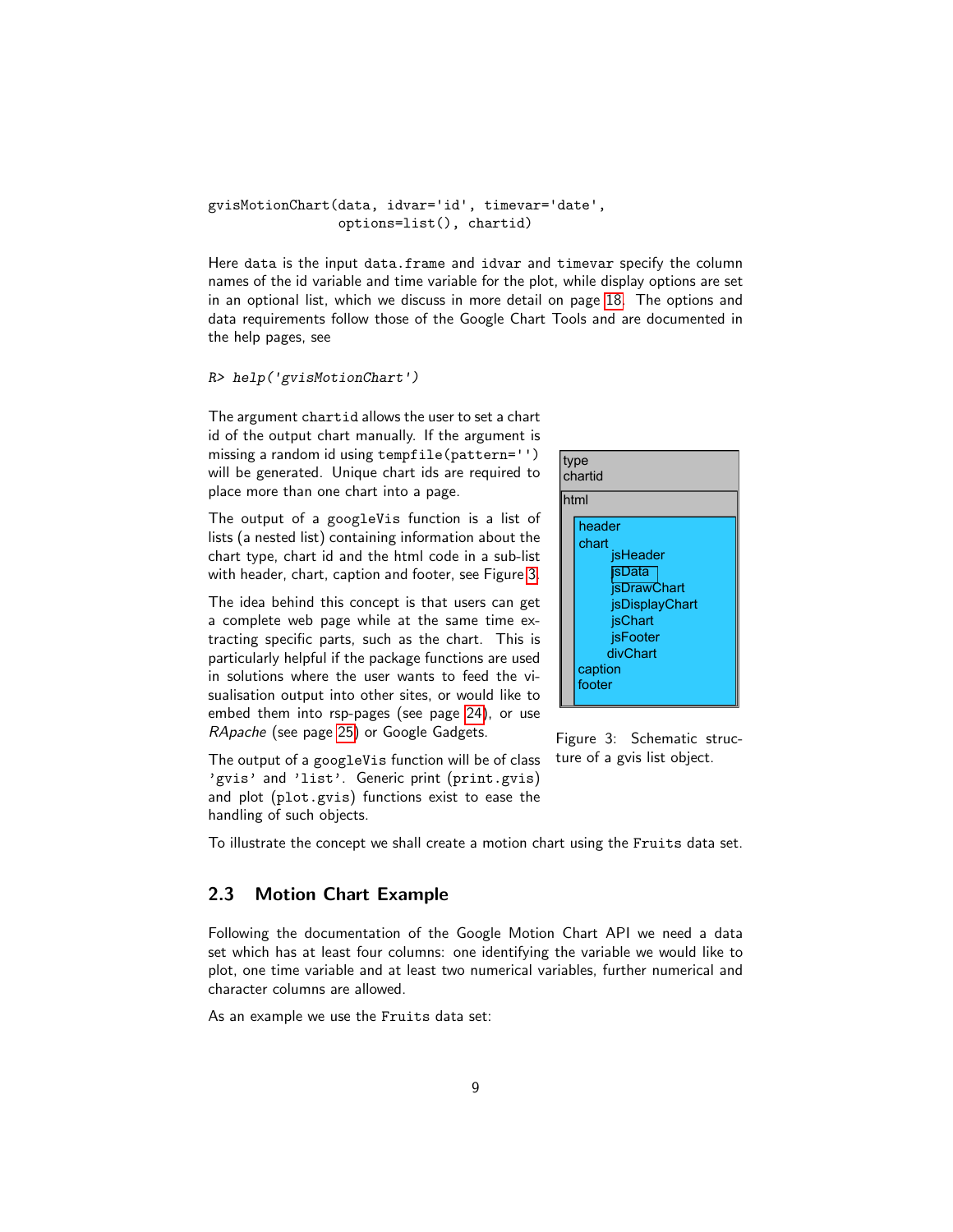```
gvisMotionChart(data, idvar='id', timevar='date',
                options=list(), chartid)
```

Here data is the input data.frame and idvar and timevar specify the column names of the id variable and time variable for the plot, while display options are set in an optional list, which we discuss in more detail on page 18. The options and data requirements follow those of the Google Chart Tools and are documented in the help pages, see

```
R> help('gvisMotionChart')
```

The argument chartid allows the user to set a chart id of the output chart manually. If the argument is missing a random id using tempfile(pattern='') will be generated. Unique chart ids are required to place more than one chart into a page.

The output of a googleVis function is a list of lists (a nested list) containing information about the chart type, chart id and the html code in a sub-list with header, chart, caption and footer, see Figure 3.

The idea behind this concept is that users can get a complete web page while at the same time extracting specific parts, such as the chart. This is particularly helpful if the package functions are used in solutions where the user wants to feed the visualisation output into other sites, or would like to embed them into rsp-pages (see page 24), or use *RApache* (see page 25) or Google Gadgets.

The output of a googleVis function will be of class 'gvis' and 'list'. Generic print (print.gvis) and plot (plot.gvis) functions exist to ease the handling of such objects.

```
type
chartid
html
    header
    chart
        jsHeader
        jsData
        jsDrawChart
        jsDisplayChart
        jsChart
        jsFooter
        divChart
    caption
    footer
```

Figure 3: Schematic structure of a gvis list object.

To illustrate the concept we shall create a motion chart using the Fruits data set.

## 2.3 Motion Chart Example

Following the documentation of the Google Motion Chart API we need a data set which has at least four columns: one identifying the variable we would like to plot, one time variable and at least two numerical variables, further numerical and character columns are allowed.

As an example we use the Fruits data set: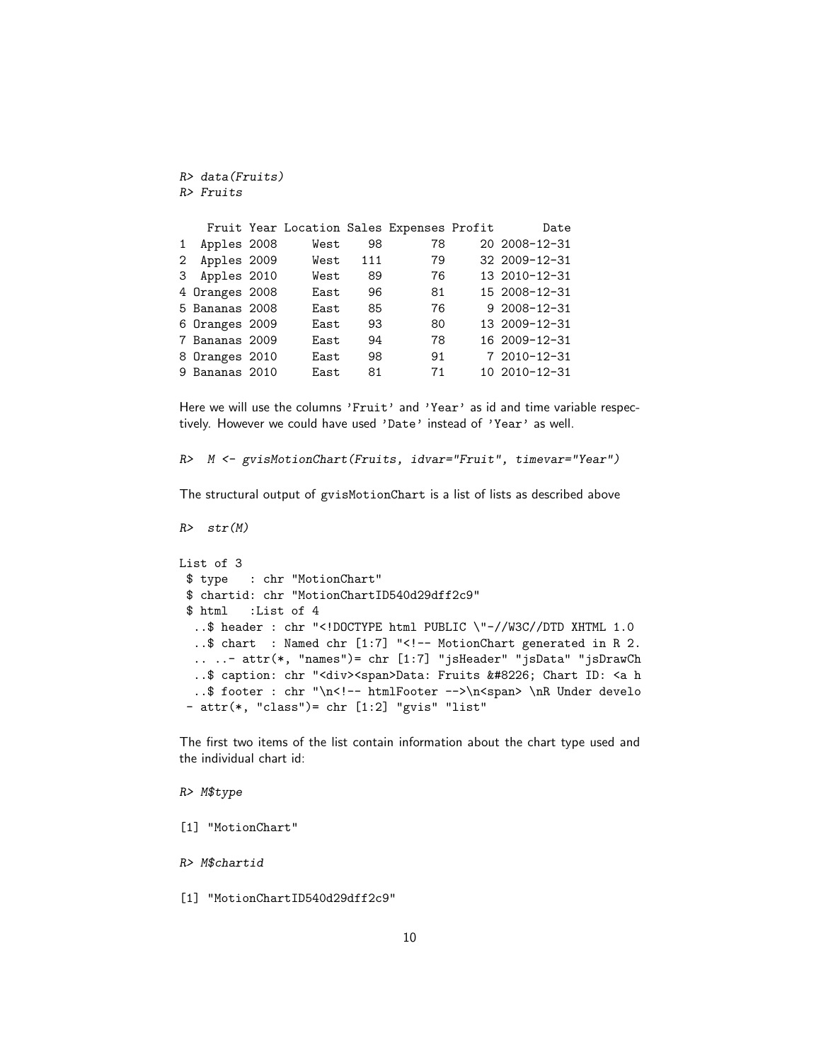```
R> data(Fruits)
R> Fruits
```

```
    Fruit Year Location Sales Expenses Profit       Date
1  Apples 2008     West    98       78     20 2008-12-31
2  Apples 2009     West   111       79     32 2009-12-31
3  Apples 2010     West    89       76     13 2010-12-31
4 Oranges 2008     East    96       81     15 2008-12-31
5 Bananas 2008     East    85       76      9 2008-12-31
6 Oranges 2009     East    93       80     13 2009-12-31
7 Bananas 2009     East    94       78     16 2009-12-31
8 Oranges 2010     East    98       91      7 2010-12-31
9 Bananas 2010     East    81       71     10 2010-12-31
```

Here we will use the columns 'Fruit' and 'Year' as id and time variable respectively. However we could have used 'Date' instead of 'Year' as well.

```
R>  M <- gvisMotionChart(Fruits, idvar="Fruit", timevar="Year")
```

The structural output of gvisMotionChart is a list of lists as described above

```
R>  str(M)
```

```
List of 3
 $ type   : chr "MotionChart"
 $ chartid: chr "MotionChartID540d29dff2c9"
 $ html   :List of 4
  ..$ header : chr "<!DOCTYPE html PUBLIC \"-//W3C//DTD XHTML 1.0
  ..$ chart  : Named chr [1:7] "<!-- MotionChart generated in R 2.
  .. ..- attr(*, "names")= chr [1:7] "jsHeader" "jsData" "jsDrawCh
  ..$ caption: chr "<div><span>Data: Fruits &#8226; Chart ID: <a h
  ..$ footer : chr "\n<!-- htmlFooter -->\n<span> \nR Under develo
 - attr(*, "class")= chr [1:2] "gvis" "list"
```

The first two items of the list contain information about the chart type used and the individual chart id:

```
R> M$type
```

```
[1] "MotionChart"
```

```
R> M$chartid
```

```
[1] "MotionChartID540d29dff2c9"
```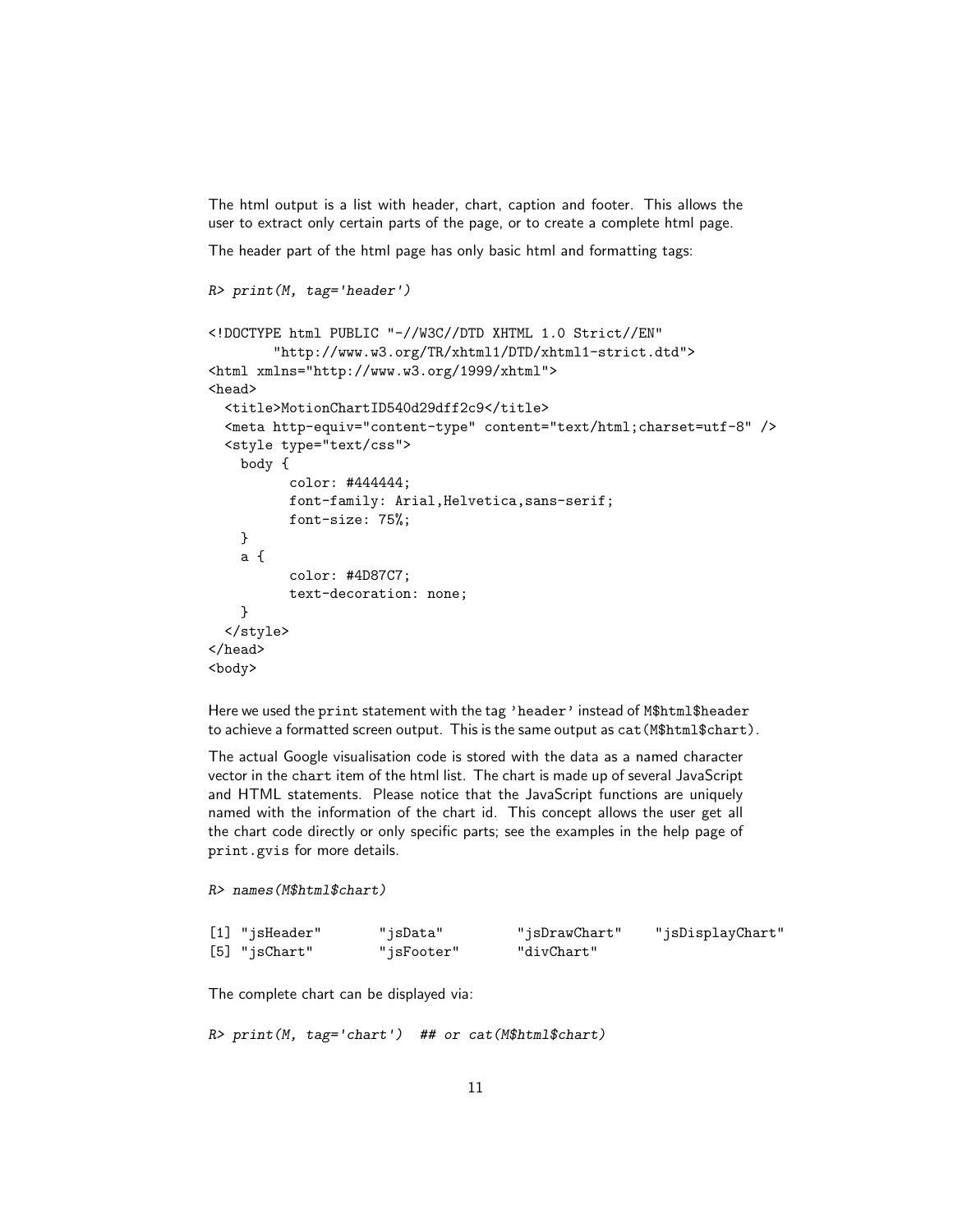The html output is a list with header, chart, caption and footer. This allows the user to extract only certain parts of the page, or to create a complete html page.

The header part of the html page has only basic html and formatting tags:

```
R> print(M, tag='header')

<!DOCTYPE html PUBLIC "-//W3C//DTD XHTML 1.0 Strict//EN"
        "http://www.w3.org/TR/xhtml1/DTD/xhtml1-strict.dtd">
<html xmlns="http://www.w3.org/1999/xhtml">
<head>
  <title>MotionChartID540d29dff2c9</title>
  <meta http-equiv="content-type" content="text/html;charset=utf-8" />
  <style type="text/css">
    body {
          color: #444444;
          font-family: Arial,Helvetica,sans-serif;
          font-size: 75%;
    }
    a {
          color: #4D87C7;
          text-decoration: none;
    }
  </style>
</head>
<body>
```

Here we used the `print` statement with the tag `'header'` instead of `M$html$header` to achieve a formatted screen output. This is the same output as `cat(M$html$chart)`.

The actual Google visualisation code is stored with the data as a named character vector in the `chart` item of the html list. The chart is made up of several JavaScript and HTML statements. Please notice that the JavaScript functions are uniquely named with the information of the chart id. This concept allows the user get all the chart code directly or only specific parts; see the examples in the help page of `print.gvis` for more details.

```
R> names(M$html$chart)

[1] "jsHeader"       "jsData"         "jsDrawChart"    "jsDisplayChart"
[5] "jsChart"        "jsFooter"       "divChart"
```

The complete chart can be displayed via:

```
R> print(M, tag='chart')  ## or cat(M$html$chart)
```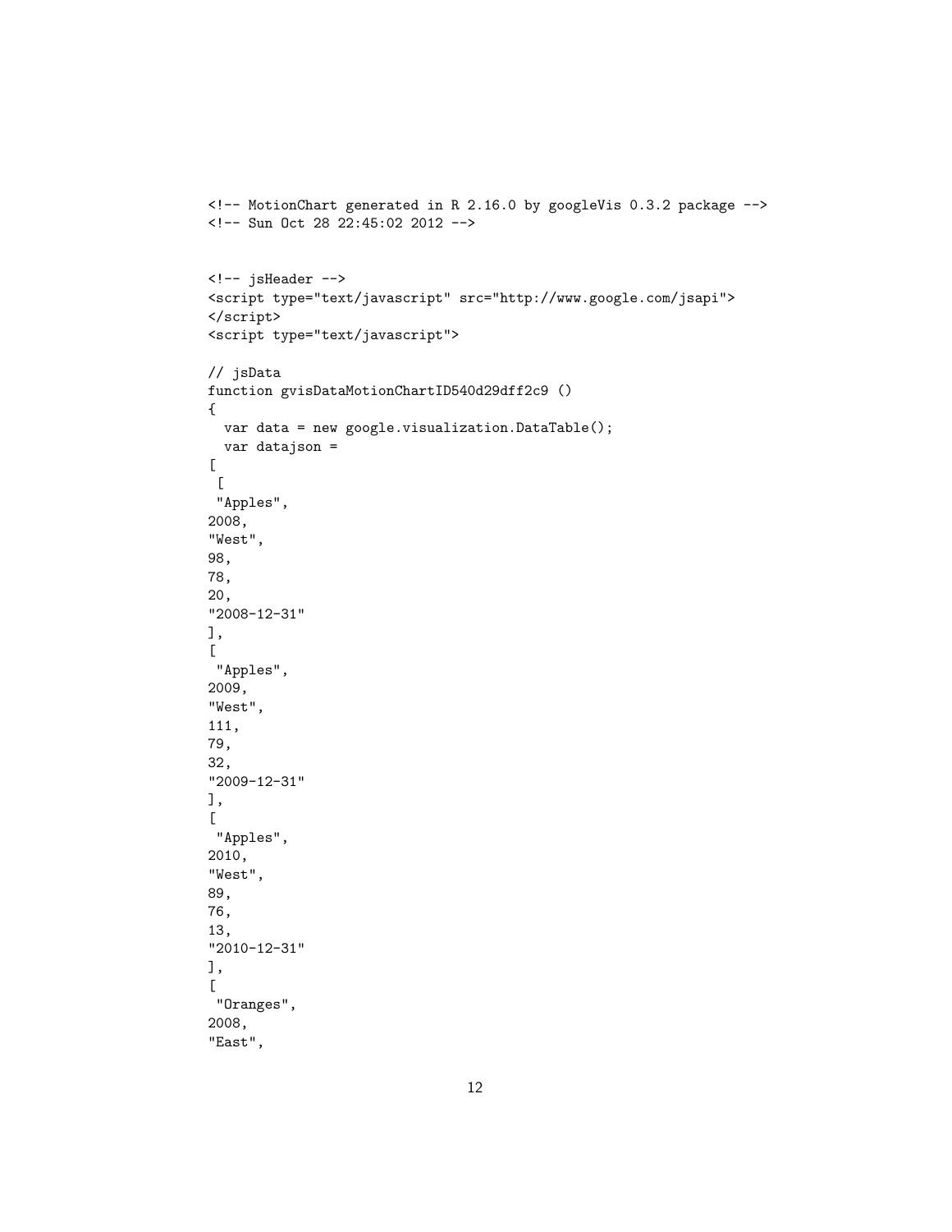```
<!-- MotionChart generated in R 2.16.0 by googleVis 0.3.2 package -->
<!-- Sun Oct 28 22:45:02 2012 -->


<!-- jsHeader -->
<script type="text/javascript" src="http://www.google.com/jsapi">
</script>
<script type="text/javascript">

// jsData
function gvisDataMotionChartID540d29dff2c9 ()
{
  var data = new google.visualization.DataTable();
  var datajson =
[
 [
 "Apples",
2008,
"West",
98,
78,
20,
"2008-12-31"
],
[
 "Apples",
2009,
"West",
111,
79,
32,
"2009-12-31"
],
[
 "Apples",
2010,
"West",
89,
76,
13,
"2010-12-31"
],
[
 "Oranges",
2008,
"East",
```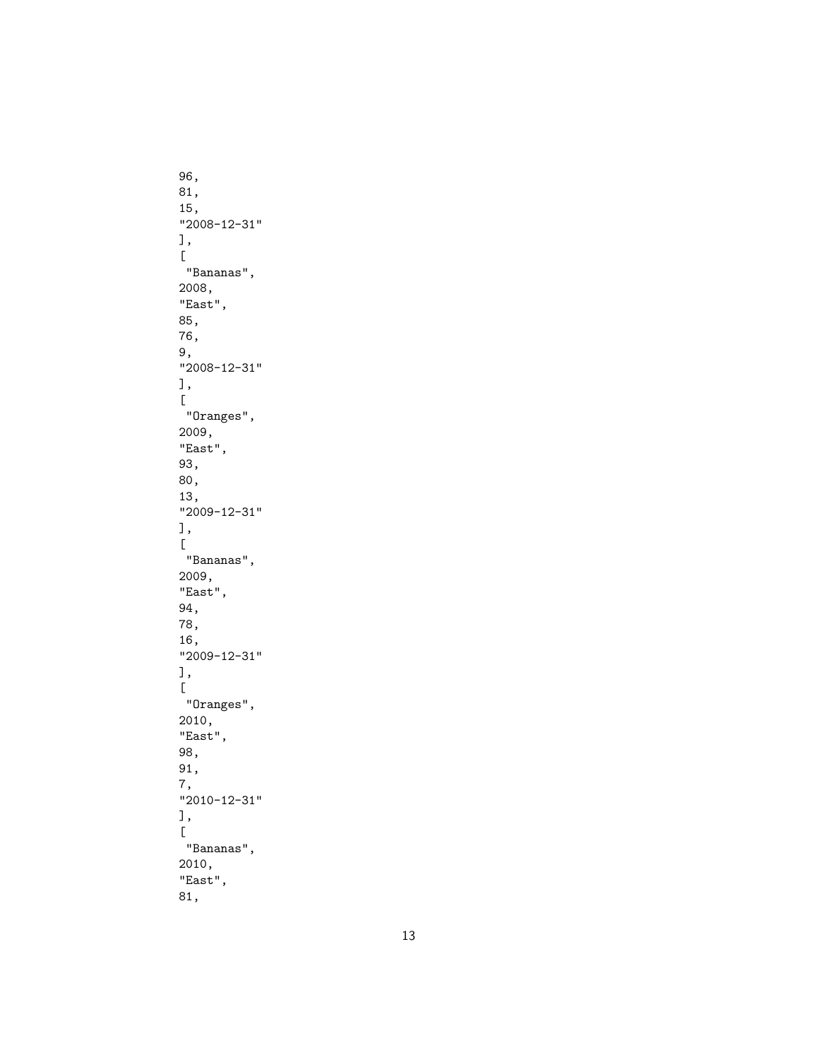```
96,
81,
15,
"2008-12-31"
],
[
 "Bananas",
2008,
"East",
85,
76,
9,
"2008-12-31"
],
[
 "Oranges",
2009,
"East",
93,
80,
13,
"2009-12-31"
],
[
 "Bananas",
2009,
"East",
94,
78,
16,
"2009-12-31"
],
[
 "Oranges",
2010,
"East",
98,
91,
7,
"2010-12-31"
],
[
 "Bananas",
2010,
"East",
81,
```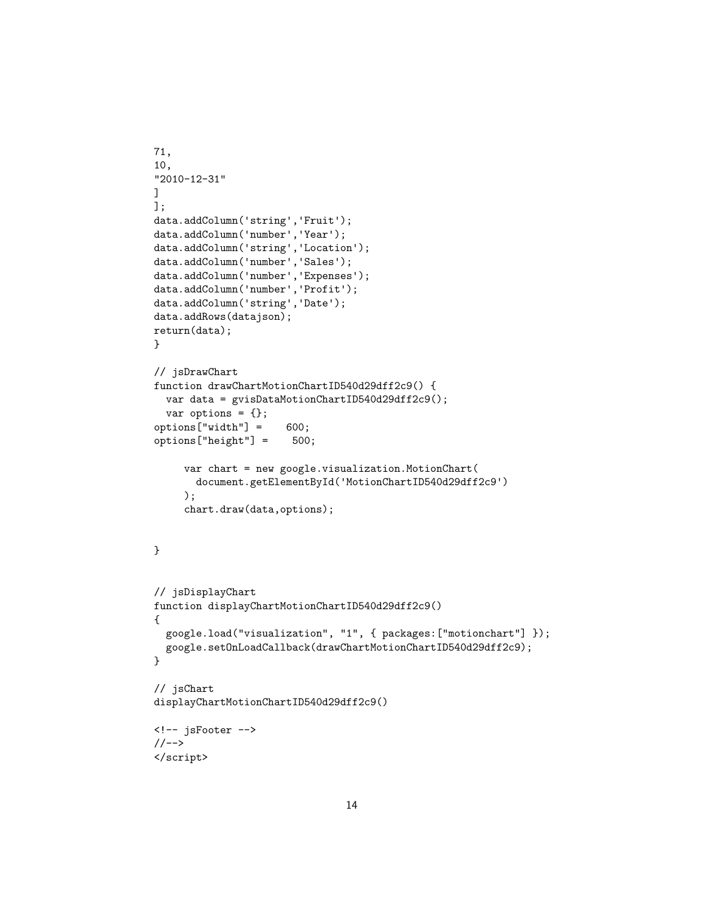```
71,
10,
"2010-12-31"
]
];
data.addColumn('string','Fruit');
data.addColumn('number','Year');
data.addColumn('string','Location');
data.addColumn('number','Sales');
data.addColumn('number','Expenses');
data.addColumn('number','Profit');
data.addColumn('string','Date');
data.addRows(datajson);
return(data);
}

// jsDrawChart
function drawChartMotionChartID540d29dff2c9() {
  var data = gvisDataMotionChartID540d29dff2c9();
  var options = {};
options["width"] =    600;
options["height"] =    500;

     var chart = new google.visualization.MotionChart(
       document.getElementById('MotionChartID540d29dff2c9')
     );
     chart.draw(data,options);


}


// jsDisplayChart
function displayChartMotionChartID540d29dff2c9()
{
  google.load("visualization", "1", { packages:["motionchart"] });
  google.setOnLoadCallback(drawChartMotionChartID540d29dff2c9);
}

// jsChart
displayChartMotionChartID540d29dff2c9()

<!-- jsFooter -->
//-->
</script>
```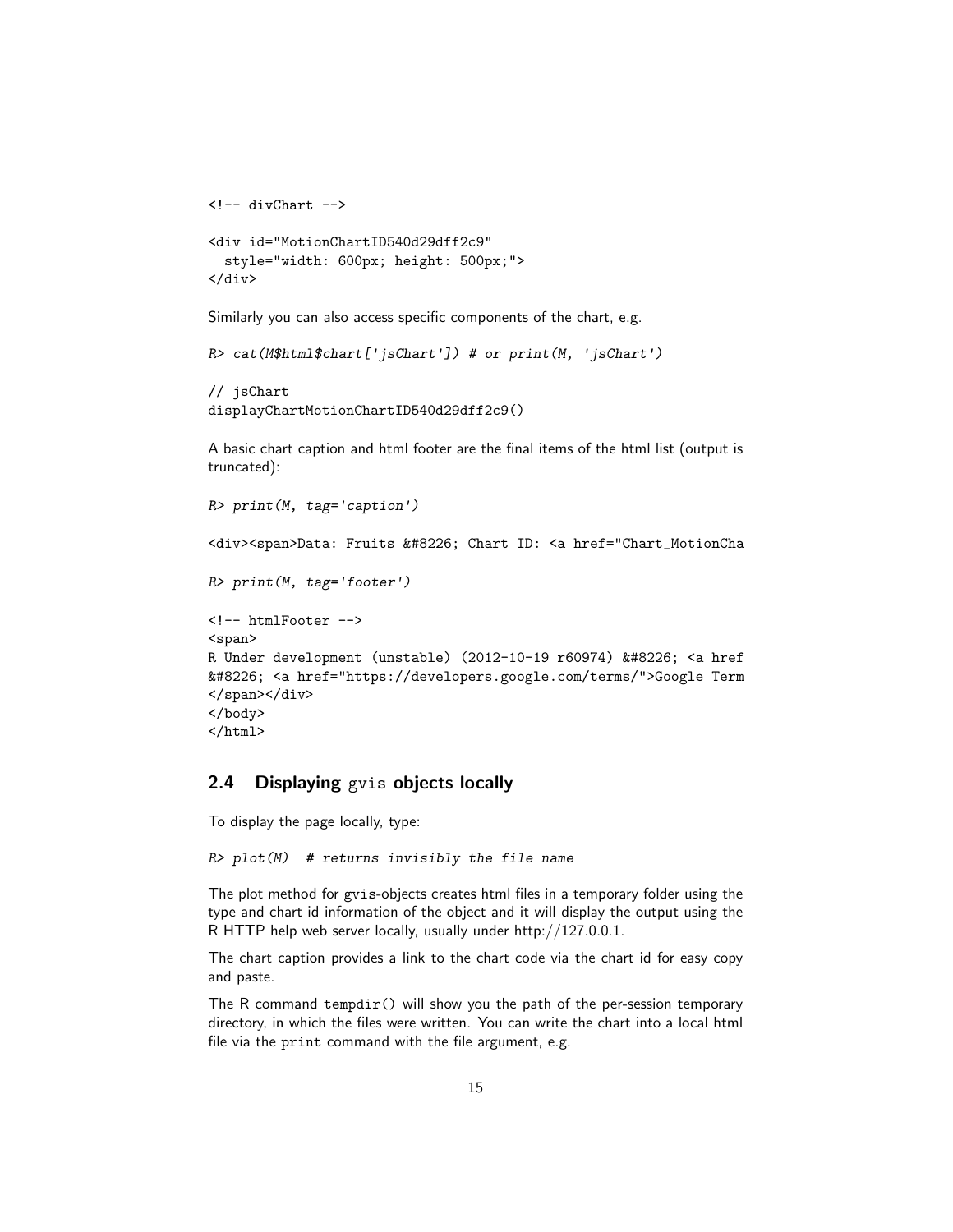```
<!-- divChart -->

<div id="MotionChartID540d29dff2c9"
  style="width: 600px; height: 500px;">
</div>
```

Similarly you can also access specific components of the chart, e.g.

```
R> cat(M$html$chart['jsChart']) # or print(M, 'jsChart')
```

```
// jsChart
displayChartMotionChartID540d29dff2c9()
```

A basic chart caption and html footer are the final items of the html list (output is truncated):

```
R> print(M, tag='caption')
```

```
<div><span>Data: Fruits &#8226; Chart ID: <a href="Chart_MotionCha
```

```
R> print(M, tag='footer')
```

```
<!-- htmlFooter -->
<span>
R Under development (unstable) (2012-10-19 r60974) &#8226; <a href
&#8226; <a href="https://developers.google.com/terms/">Google Term
</span></div>
</body>
</html>
```

## 2.4 Displaying gvis objects locally

To display the page locally, type:

```
R> plot(M)  # returns invisibly the file name
```

The plot method for gvis-objects creates html files in a temporary folder using the type and chart id information of the object and it will display the output using the R HTTP help web server locally, usually under http://127.0.0.1.

The chart caption provides a link to the chart code via the chart id for easy copy and paste.

The R command `tempdir()` will show you the path of the per-session temporary directory, in which the files were written. You can write the chart into a local html file via the `print` command with the file argument, e.g.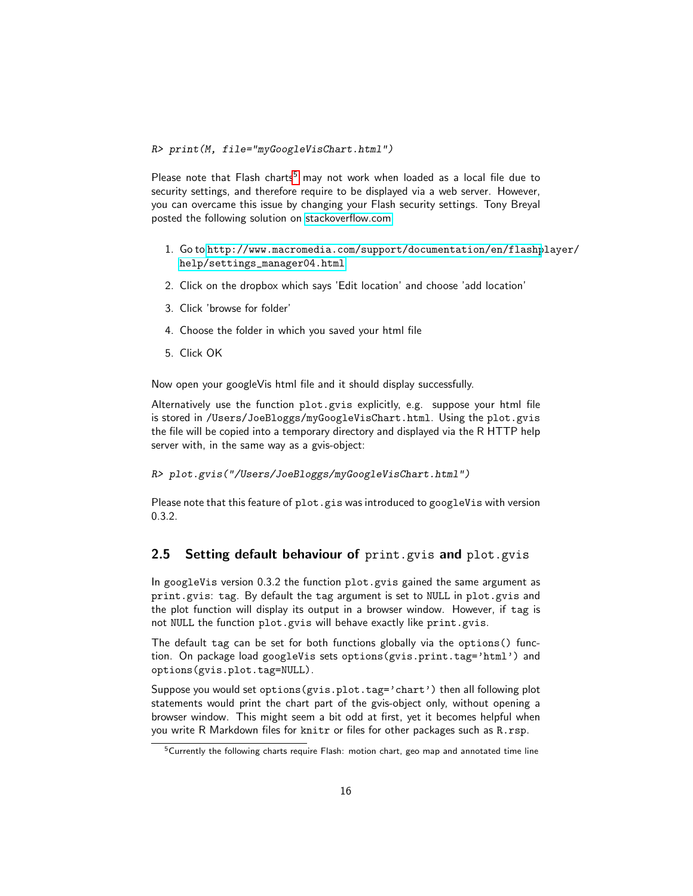```
R> print(M, file="myGoogleVisChart.html")
```

Please note that Flash charts[5] may not work when loaded as a local file due to security settings, and therefore require to be displayed via a web server. However, you can overcame this issue by changing your Flash security settings. Tony Breyal posted the following solution on stackoverflow.com

1. Go to http://www.macromedia.com/support/documentation/en/flashplayer/help/settings_manager04.html
2. Click on the dropbox which says 'Edit location' and choose 'add location'
3. Click 'browse for folder'
4. Choose the folder in which you saved your html file
5. Click OK

Now open your googleVis html file and it should display successfully.

Alternatively use the function `plot.gvis` explicitly, e.g. suppose your html file is stored in `/Users/JoeBloggs/myGoogleVisChart.html`. Using the `plot.gvis` the file will be copied into a temporary directory and displayed via the R HTTP help server with, in the same way as a gvis-object:

```
R> plot.gvis("/Users/JoeBloggs/myGoogleVisChart.html")
```

Please note that this feature of `plot.gis` was introduced to `googleVis` with version 0.3.2.

## 2.5 Setting default behaviour of `print.gvis` and `plot.gvis`

In `googleVis` version 0.3.2 the function `plot.gvis` gained the same argument as `print.gvis`: `tag`. By default the `tag` argument is set to `NULL` in `plot.gvis` and the plot function will display its output in a browser window. However, if `tag` is not `NULL` the function `plot.gvis` will behave exactly like `print.gvis`.

The default `tag` can be set for both functions globally via the `options()` function. On package load `googleVis` sets `options(gvis.print.tag='html')` and `options(gvis.plot.tag=NULL)`.

Suppose you would set `options(gvis.plot.tag='chart')` then all following plot statements would print the chart part of the gvis-object only, without opening a browser window. This might seem a bit odd at first, yet it becomes helpful when you write R Markdown files for `knitr` or files for other packages such as `R.rsp`.

[5] Currently the following charts require Flash: motion chart, geo map and annotated time line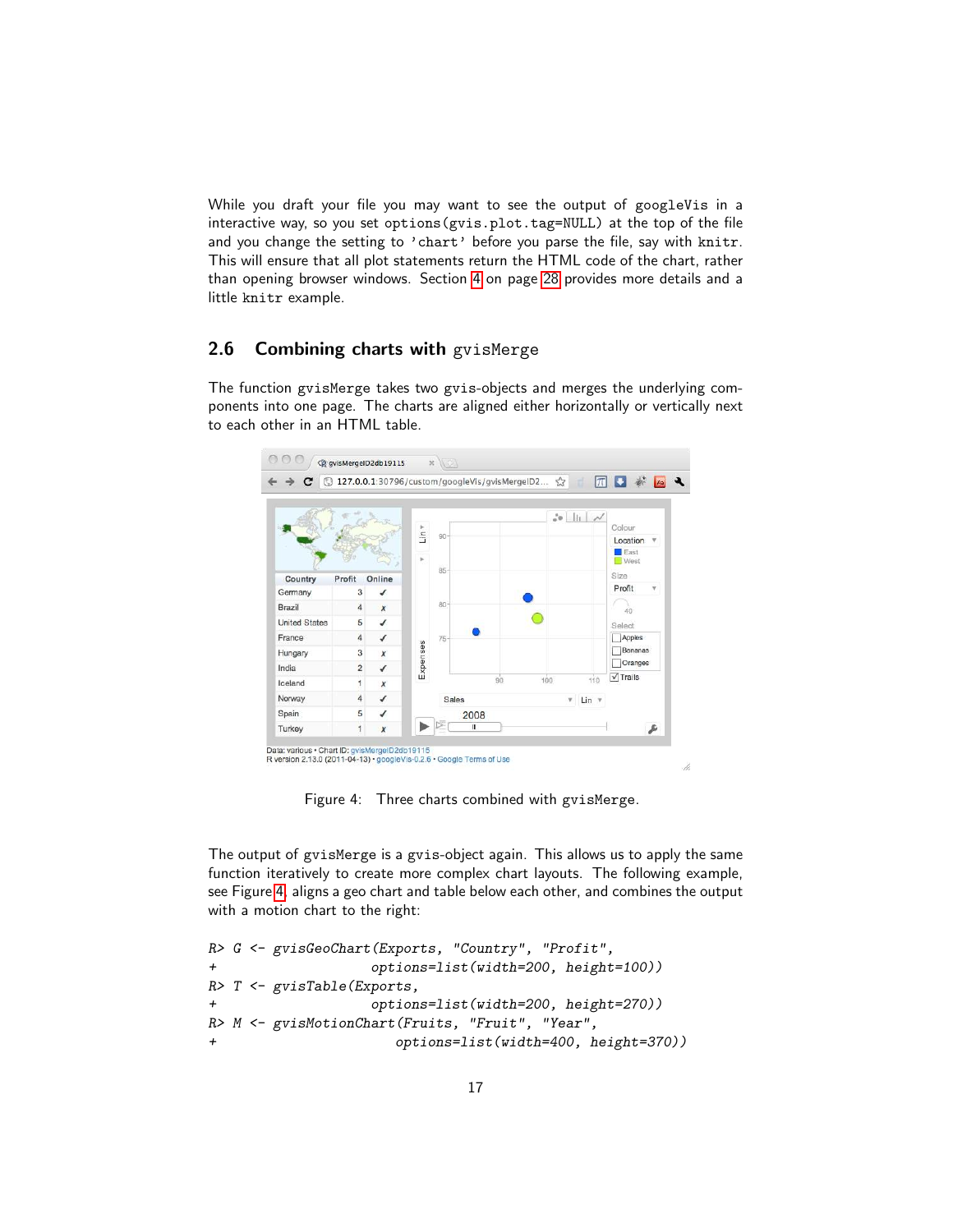While you draft your file you may want to see the output of `googleVis` in a interactive way, so you set `options(gvis.plot.tag=NULL)` at the top of the file and you change the setting to `'chart'` before you parse the file, say with `knitr`. This will ensure that all plot statements return the HTML code of the chart, rather than opening browser windows. Section 4 on page 28 provides more details and a little `knitr` example.

### 2.6 Combining charts with `gvisMerge`

The function `gvisMerge` takes two gvis-objects and merges the underlying components into one page. The charts are aligned either horizontally or vertically next to each other in an HTML table.

Figure 4: Three charts combined with `gvisMerge`.

The output of `gvisMerge` is a gvis-object again. This allows us to apply the same function iteratively to create more complex chart layouts. The following example, see Figure 4, aligns a geo chart and table below each other, and combines the output with a motion chart to the right:

```
R> G <- gvisGeoChart(Exports, "Country", "Profit",
+                    options=list(width=200, height=100))
R> T <- gvisTable(Exports,
+                    options=list(width=200, height=270))
R> M <- gvisMotionChart(Fruits, "Fruit", "Year",
+                       options=list(width=400, height=370))
```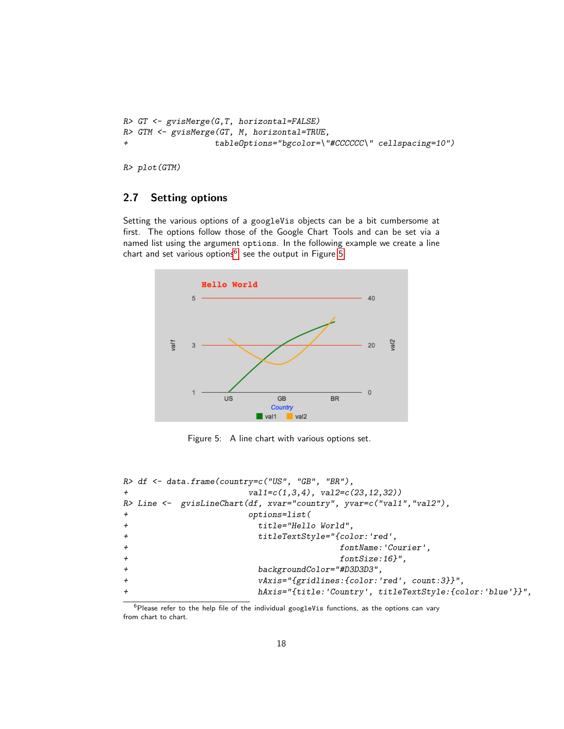```
R> GT <- gvisMerge(G,T, horizontal=FALSE)
R> GTM <- gvisMerge(GT, M, horizontal=TRUE,
+                  tableOptions="bgcolor=\"#CCCCCC\" cellspacing=10")

R> plot(GTM)
```

### 2.7 Setting options

Setting the various options of a googleVis objects can be a bit cumbersome at first. The options follow those of the Google Chart Tools and can be set via a named list using the argument options. In the following example we create a line chart and set various options[6], see the output in Figure 5.

Figure 5: A line chart with various options set.

```
R> df <- data.frame(country=c("US", "GB", "BR"),
+                   val1=c(1,3,4), val2=c(23,12,32))
R> Line <-  gvisLineChart(df, xvar="country", yvar=c("val1","val2"),
+                   options=list(
+                     title="Hello World",
+                     titleTextStyle="{color:'red',
+                                      fontName:'Courier',
+                                      fontSize:16}",
+                     backgroundColor="#D3D3D3",
+                     vAxis="{gridlines:{color:'red', count:3}}",
+                     hAxis="{title:'Country', titleTextStyle:{color:'blue'}}",
```

[6] Please refer to the help file of the individual googleVis functions, as the options can vary from chart to chart.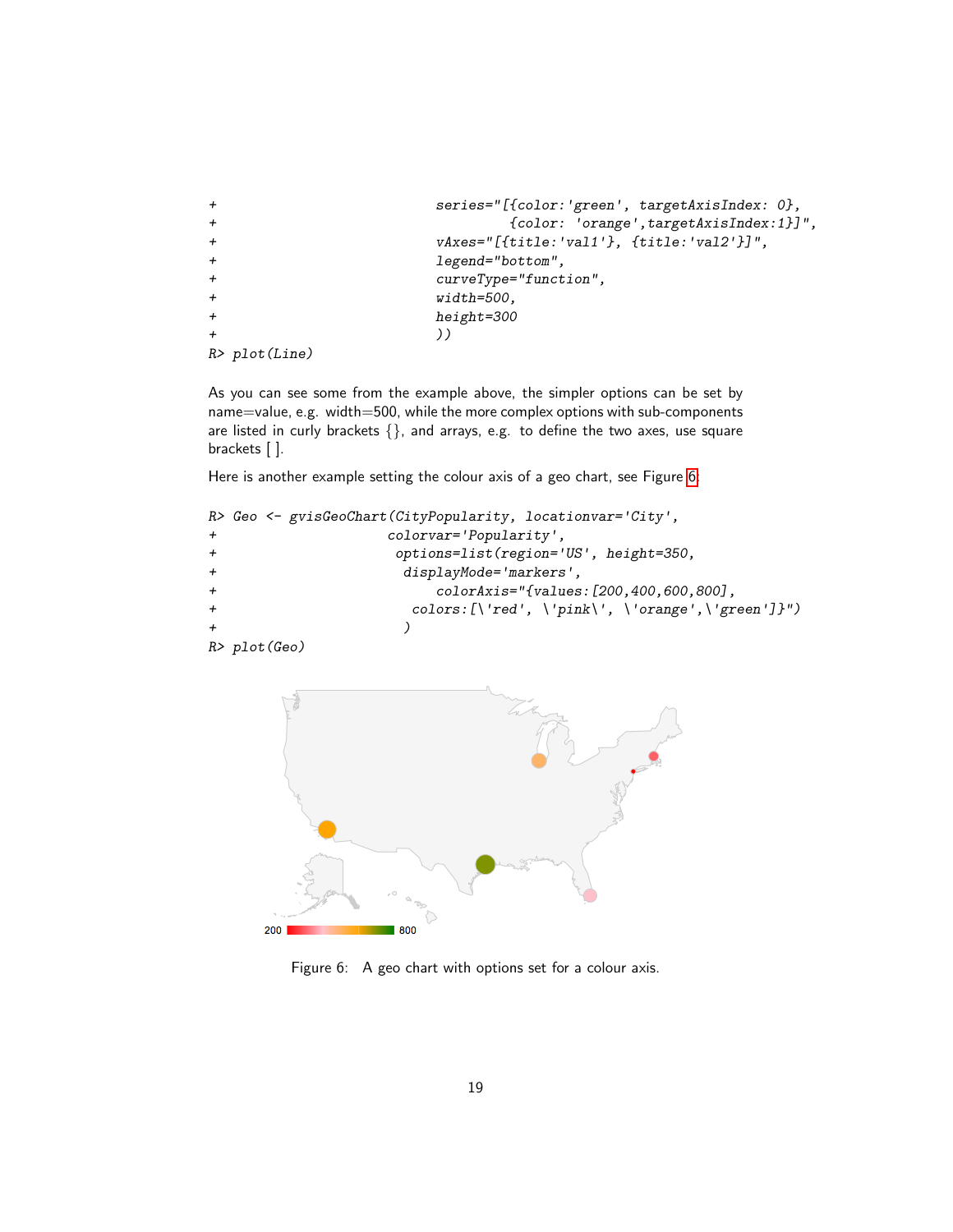```
+                              series="[{color:'green', targetAxisIndex: 0},
+                                       {color: 'orange',targetAxisIndex:1}]",
+                              vAxes="[{title:'val1'}, {title:'val2'}]",
+                              legend="bottom",
+                              curveType="function",
+                              width=500,
+                              height=300
+                              ))
R> plot(Line)
```

As you can see some from the example above, the simpler options can be set by name=value, e.g. width=500, while the more complex options with sub-components are listed in curly brackets {}, and arrays, e.g. to define the two axes, use square brackets [ ].

Here is another example setting the colour axis of a geo chart, see Figure 6.

```
R> Geo <- gvisGeoChart(CityPopularity, locationvar='City',
+                      colorvar='Popularity',
+                       options=list(region='US', height=350,
+                        displayMode='markers',
+                            colorAxis="{values:[200,400,600,800],
+                         colors:[\'red', \'pink\', \'orange',\'green']}")
+                        )
R> plot(Geo)
```

Figure 6: A geo chart with options set for a colour axis.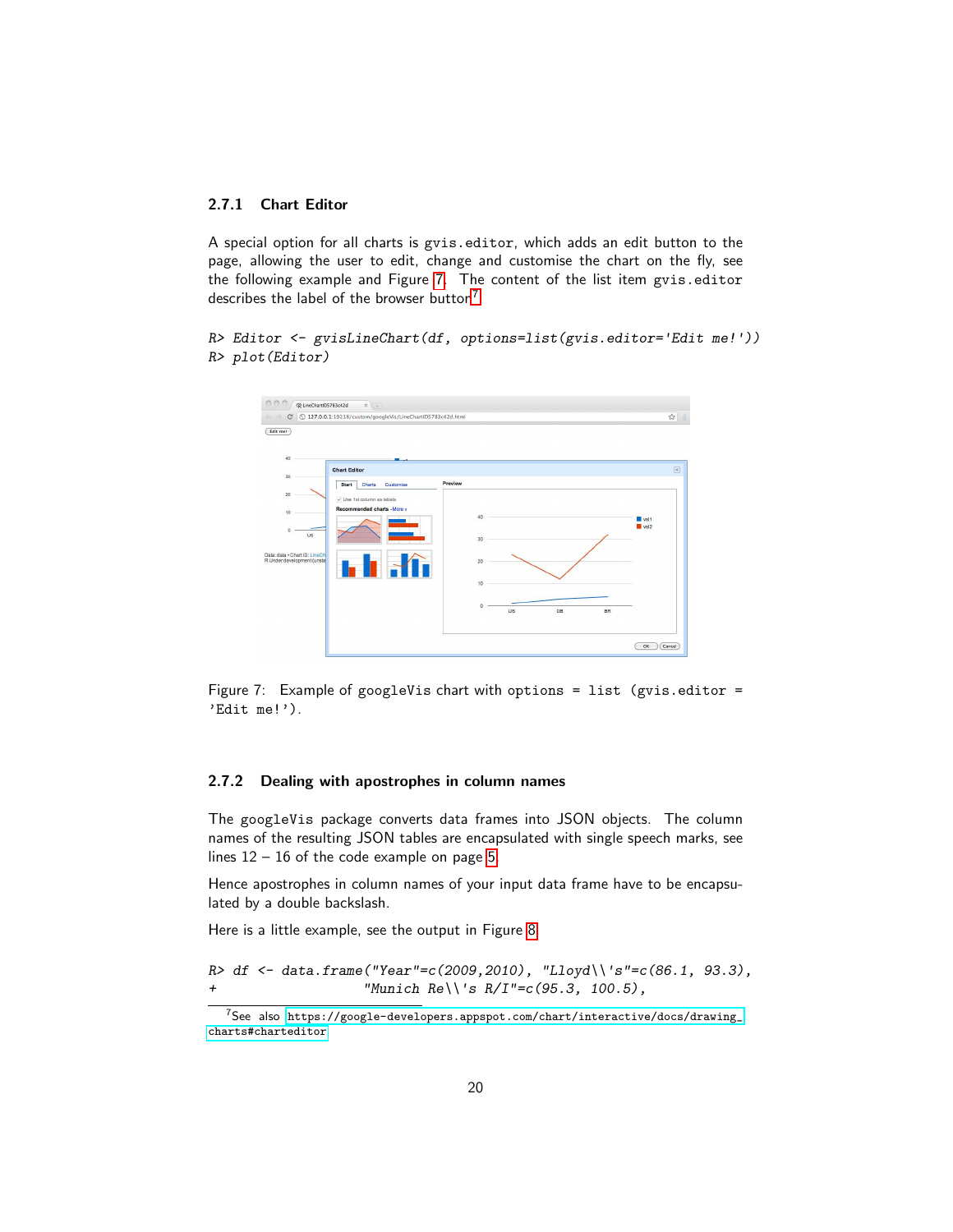### 2.7.1 Chart Editor

A special option for all charts is `gvis.editor`, which adds an edit button to the page, allowing the user to edit, change and customise the chart on the fly, see the following example and Figure 7. The content of the list item `gvis.editor` describes the label of the browser button[7].

```
R> Editor <- gvisLineChart(df, options=list(gvis.editor='Edit me!'))
R> plot(Editor)
```

Figure 7: Example of googleVis chart with options = list (gvis.editor = 'Edit me!').

### 2.7.2 Dealing with apostrophes in column names

The googleVis package converts data frames into JSON objects. The column names of the resulting JSON tables are encapsulated with single speech marks, see lines 12 – 16 of the code example on page 5.

Hence apostrophes in column names of your input data frame have to be encapsulated by a double backslash.

Here is a little example, see the output in Figure 8.

```
R> df <- data.frame("Year"=c(2009,2010), "Lloyd\\'s"=c(86.1, 93.3),
+                   "Munich Re\\'s R/I"=c(95.3, 100.5),
```

[7] See also https://google-developers.appspot.com/chart/interactive/docs/drawing_charts#charteditor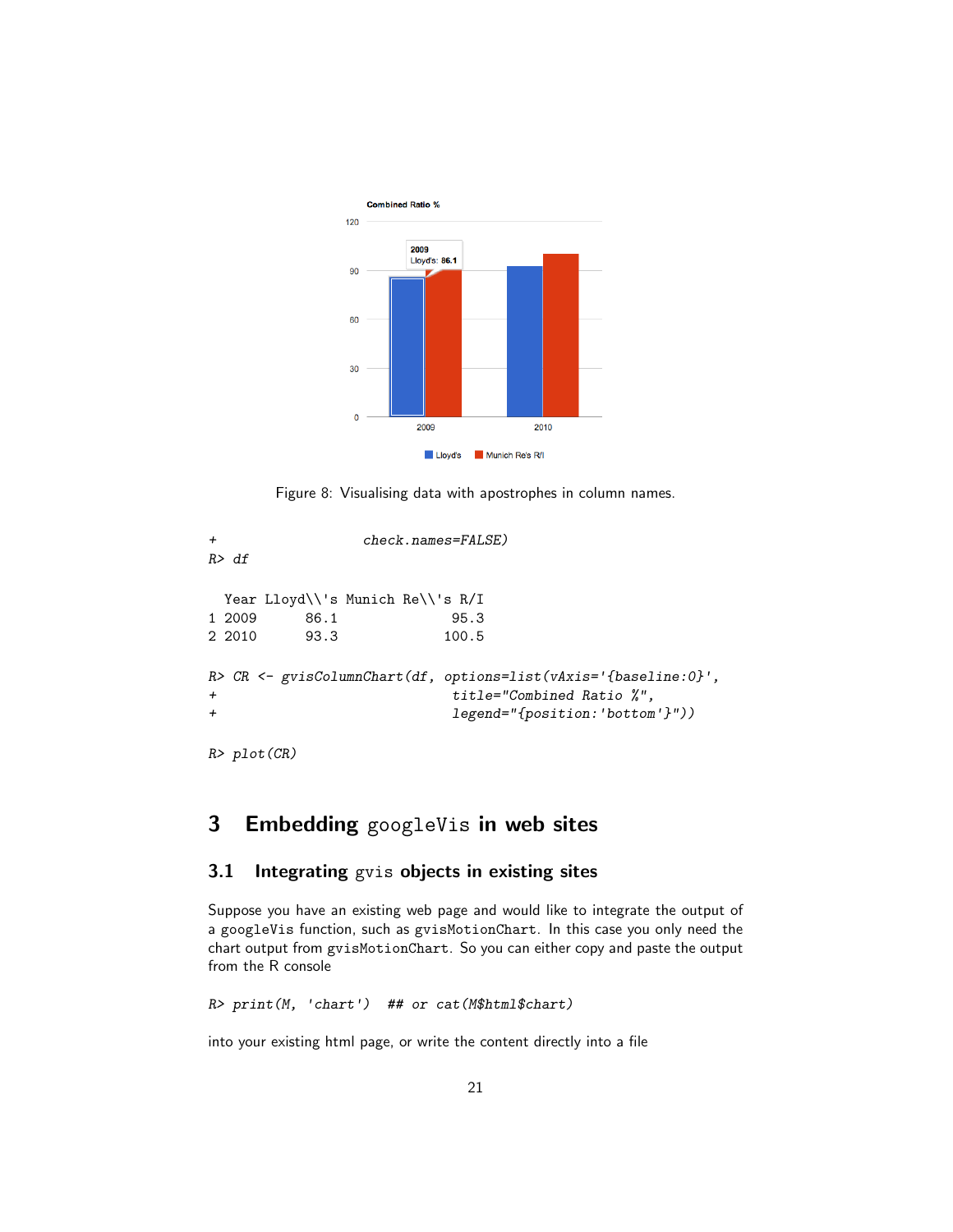Figure 8: Visualising data with apostrophes in column names.

```
+                    check.names=FALSE)
R> df

  Year Lloyd\\'s Munich Re\\'s R/I
1 2009      86.1              95.3
2 2010      93.3             100.5

R> CR <- gvisColumnChart(df, options=list(vAxis='{baseline:0}',
+                               title="Combined Ratio %",
+                               legend="{position:'bottom'}"))

R> plot(CR)
```

## 3 Embedding googleVis in web sites

### 3.1 Integrating gvis objects in existing sites

Suppose you have an existing web page and would like to integrate the output of a googleVis function, such as gvisMotionChart. In this case you only need the chart output from gvisMotionChart. So you can either copy and paste the output from the R console

```
R> print(M, 'chart')  ## or cat(M$html$chart)
```

into your existing html page, or write the content directly into a file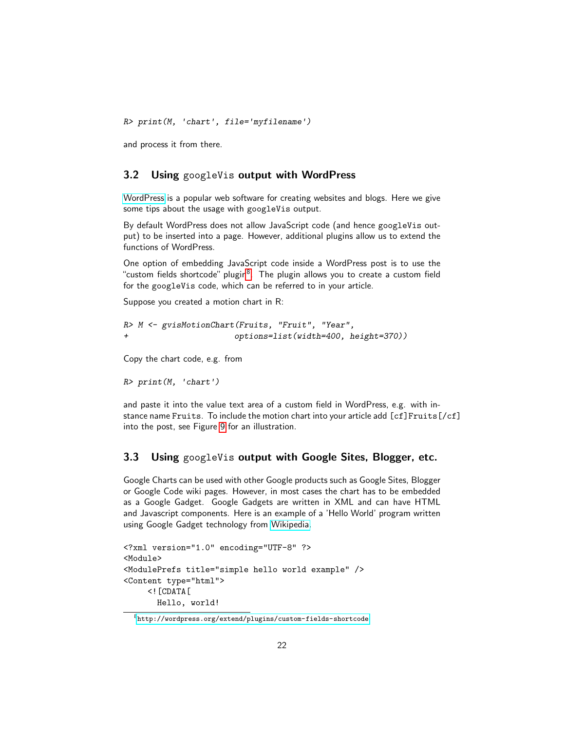```
R> print(M, 'chart', file='myfilename')
```

and process it from there.

### 3.2 Using googleVis output with WordPress

WordPress is a popular web software for creating websites and blogs. Here we give some tips about the usage with googleVis output.

By default WordPress does not allow JavaScript code (and hence googleVis output) to be inserted into a page. However, additional plugins allow us to extend the functions of WordPress.

One option of embedding JavaScript code inside a WordPress post is to use the "custom fields shortcode" plugin[8]. The plugin allows you to create a custom field for the googleVis code, which can be referred to in your article.

Suppose you created a motion chart in R:

```
R> M <- gvisMotionChart(Fruits, "Fruit", "Year",
+                       options=list(width=400, height=370))
```

Copy the chart code, e.g. from

```
R> print(M, 'chart')
```

and paste it into the value text area of a custom field in WordPress, e.g. with instance name `Fruits`. To include the motion chart into your article add `[cf]Fruits[/cf]` into the post, see Figure 9 for an illustration.

### 3.3 Using googleVis output with Google Sites, Blogger, etc.

Google Charts can be used with other Google products such as Google Sites, Blogger or Google Code wiki pages. However, in most cases the chart has to be embedded as a Google Gadget. Google Gadgets are written in XML and can have HTML and Javascript components. Here is an example of a 'Hello World' program written using Google Gadget technology from Wikipedia.

```
<?xml version="1.0" encoding="UTF-8" ?>
<Module>
<ModulePrefs title="simple hello world example" />
<Content type="html">
     <![CDATA[
       Hello, world!
```

[8] http://wordpress.org/extend/plugins/custom-fields-shortcode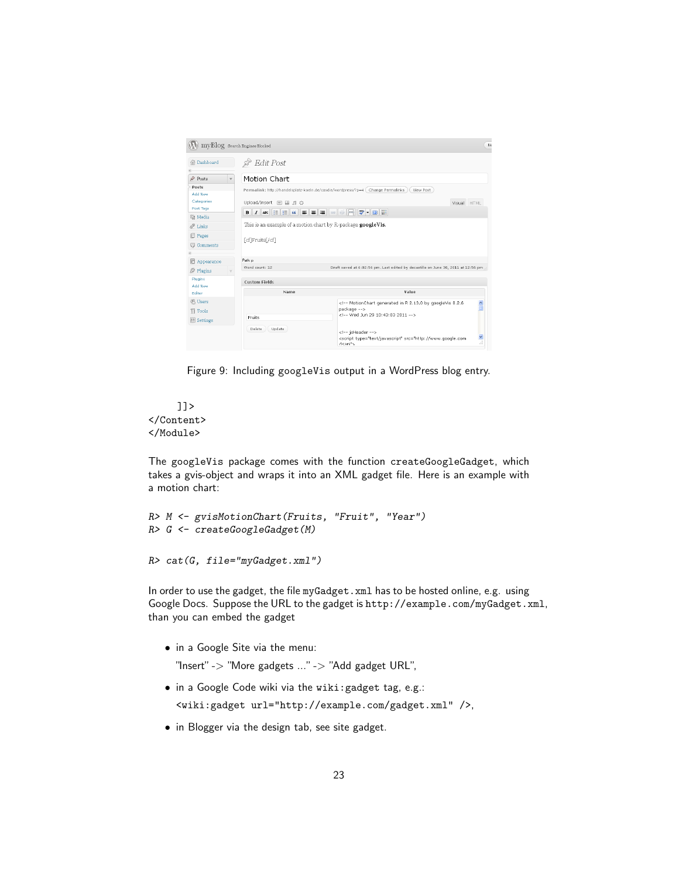Figure 9: Including googleVis output in a WordPress blog entry.

```
]]>
</Content>
</Module>
```

The googleVis package comes with the function createGoogleGadget, which takes a gvis-object and wraps it into an XML gadget file. Here is an example with a motion chart:

```
R> M <- gvisMotionChart(Fruits, "Fruit", "Year")
R> G <- createGoogleGadget(M)

R> cat(G, file="myGadget.xml")
```

In order to use the gadget, the file myGadget.xml has to be hosted online, e.g. using Google Docs. Suppose the URL to the gadget is http://example.com/myGadget.xml, than you can embed the gadget

- in a Google Site via the menu:

  "Insert" -> "More gadgets ..." -> "Add gadget URL",

- in a Google Code wiki via the wiki:gadget tag, e.g.:

  `<wiki:gadget url="http://example.com/gadget.xml" />`,

- in Blogger via the design tab, see site gadget.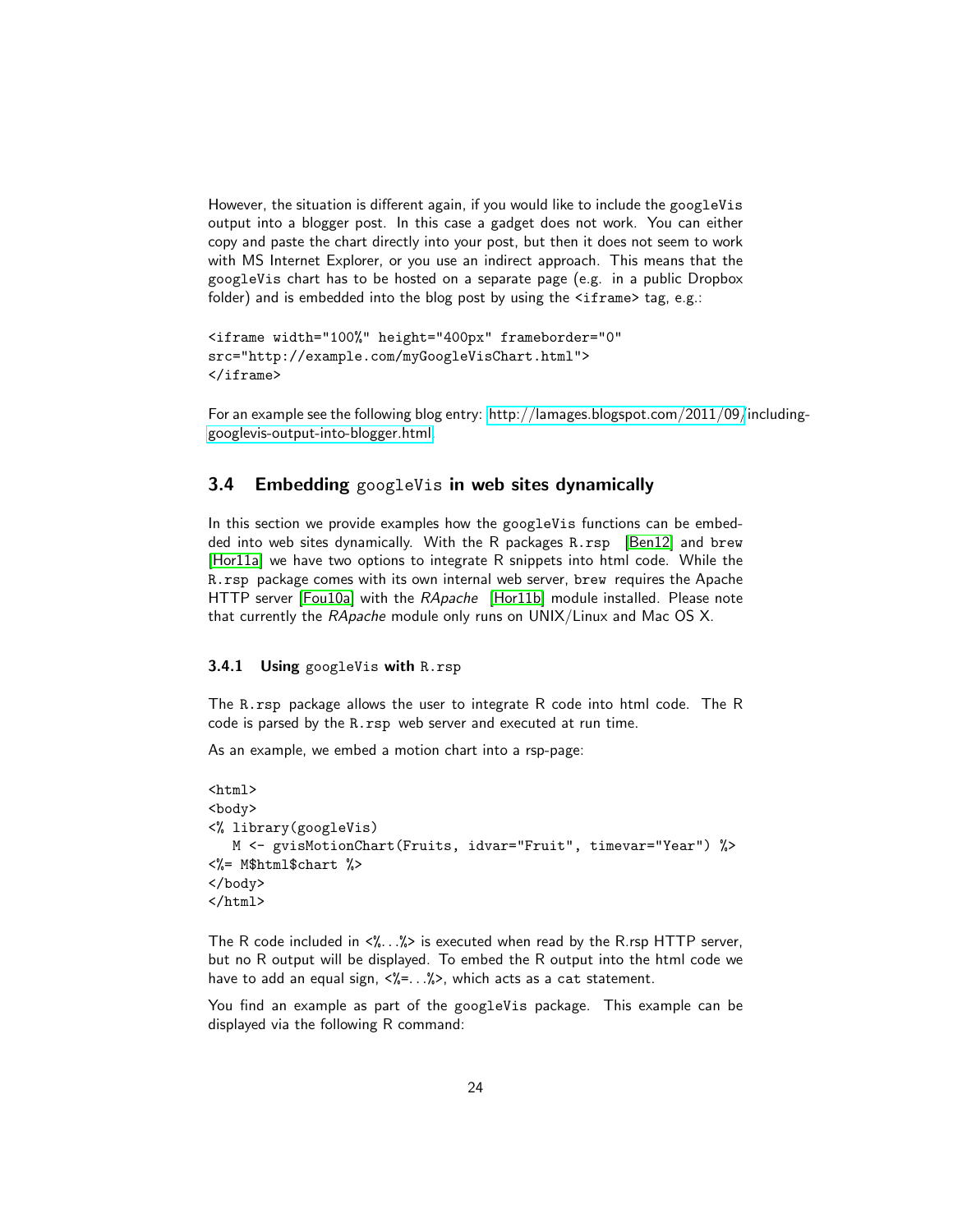However, the situation is different again, if you would like to include the googleVis output into a blogger post. In this case a gadget does not work. You can either copy and paste the chart directly into your post, but then it does not seem to work with MS Internet Explorer, or you use an indirect approach. This means that the googleVis chart has to be hosted on a separate page (e.g. in a public Dropbox folder) and is embedded into the blog post by using the <iframe> tag, e.g.:

```
<iframe width="100%" height="400px" frameborder="0"
src="http://example.com/myGoogleVisChart.html">
</iframe>
```

For an example see the following blog entry: http://lamages.blogspot.com/2011/09/including-googlevis-output-into-blogger.html

## 3.4 Embedding googleVis in web sites dynamically

In this section we provide examples how the googleVis functions can be embedded into web sites dynamically. With the R packages R.rsp [Ben12] and brew [Hor11a] we have two options to integrate R snippets into html code. While the R.rsp package comes with its own internal web server, brew requires the Apache HTTP server [Fou10a] with the *RApache* [Hor11b] module installed. Please note that currently the *RApache* module only runs on UNIX/Linux and Mac OS X.

### 3.4.1 Using googleVis with R.rsp

The R.rsp package allows the user to integrate R code into html code. The R code is parsed by the R.rsp web server and executed at run time.

As an example, we embed a motion chart into a rsp-page:

```
<html>
<body>
<% library(googleVis)
   M <- gvisMotionChart(Fruits, idvar="Fruit", timevar="Year") %>
<%= M$html$chart %>
</body>
</html>
```

The R code included in <%...%> is executed when read by the R.rsp HTTP server, but no R output will be displayed. To embed the R output into the html code we have to add an equal sign, <%=...%>, which acts as a cat statement.

You find an example as part of the googleVis package. This example can be displayed via the following R command: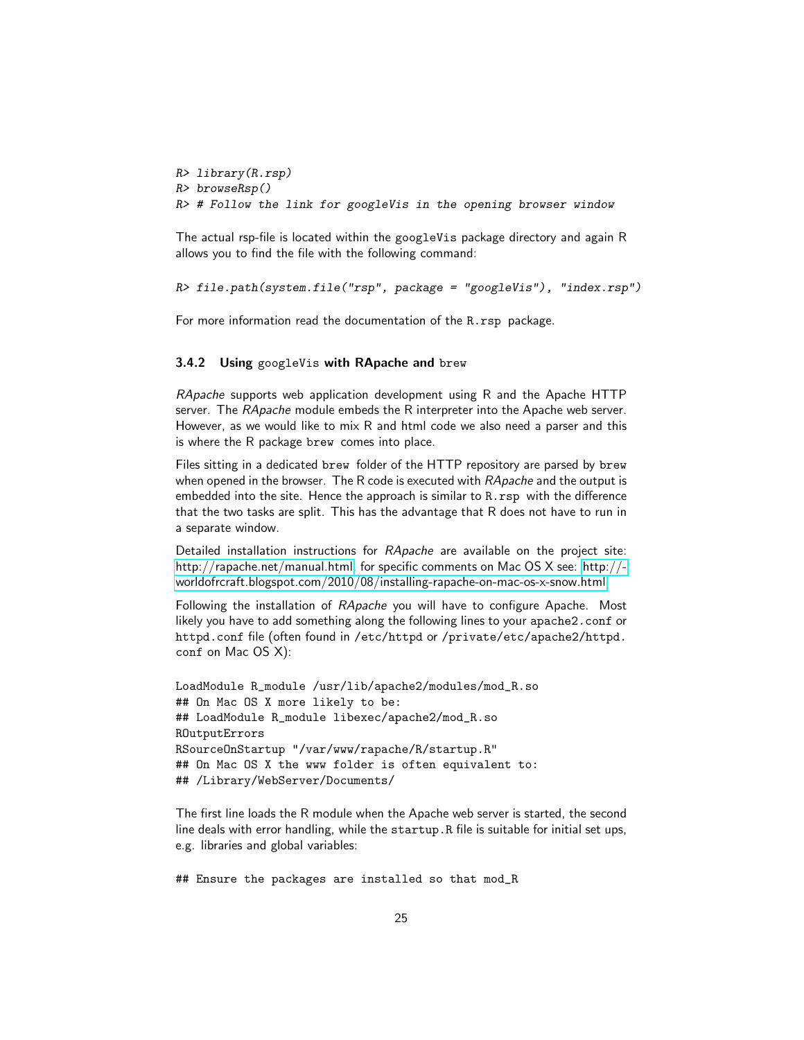```
R> library(R.rsp)
R> browseRsp()
R> # Follow the link for googleVis in the opening browser window
```

The actual rsp-file is located within the googleVis package directory and again R allows you to find the file with the following command:

```
R> file.path(system.file("rsp", package = "googleVis"), "index.rsp")
```

For more information read the documentation of the R.rsp package.

### 3.4.2 Using googleVis with RApache and brew

*RApache* supports web application development using R and the Apache HTTP server. The *RApache* module embeds the R interpreter into the Apache web server. However, as we would like to mix R and html code we also need a parser and this is where the R package brew comes into place.

Files sitting in a dedicated brew folder of the HTTP repository are parsed by brew when opened in the browser. The R code is executed with *RApache* and the output is embedded into the site. Hence the approach is similar to R.rsp with the difference that the two tasks are split. This has the advantage that R does not have to run in a separate window.

Detailed installation instructions for *RApache* are available on the project site: http://rapache.net/manual.html, for specific comments on Mac OS X see: http://worldofrcraft.blogspot.com/2010/08/installing-rapache-on-mac-os-x-snow.html

Following the installation of *RApache* you will have to configure Apache. Most likely you have to add something along the following lines to your apache2.conf or httpd.conf file (often found in /etc/httpd or /private/etc/apache2/httpd.conf on Mac OS X):

```
LoadModule R_module /usr/lib/apache2/modules/mod_R.so
## On Mac OS X more likely to be:
## LoadModule R_module libexec/apache2/mod_R.so
ROutputErrors
RSourceOnStartup "/var/www/rapache/R/startup.R"
## On Mac OS X the www folder is often equivalent to:
## /Library/WebServer/Documents/
```

The first line loads the R module when the Apache web server is started, the second line deals with error handling, while the startup.R file is suitable for initial set ups, e.g. libraries and global variables:

```
## Ensure the packages are installed so that mod_R
```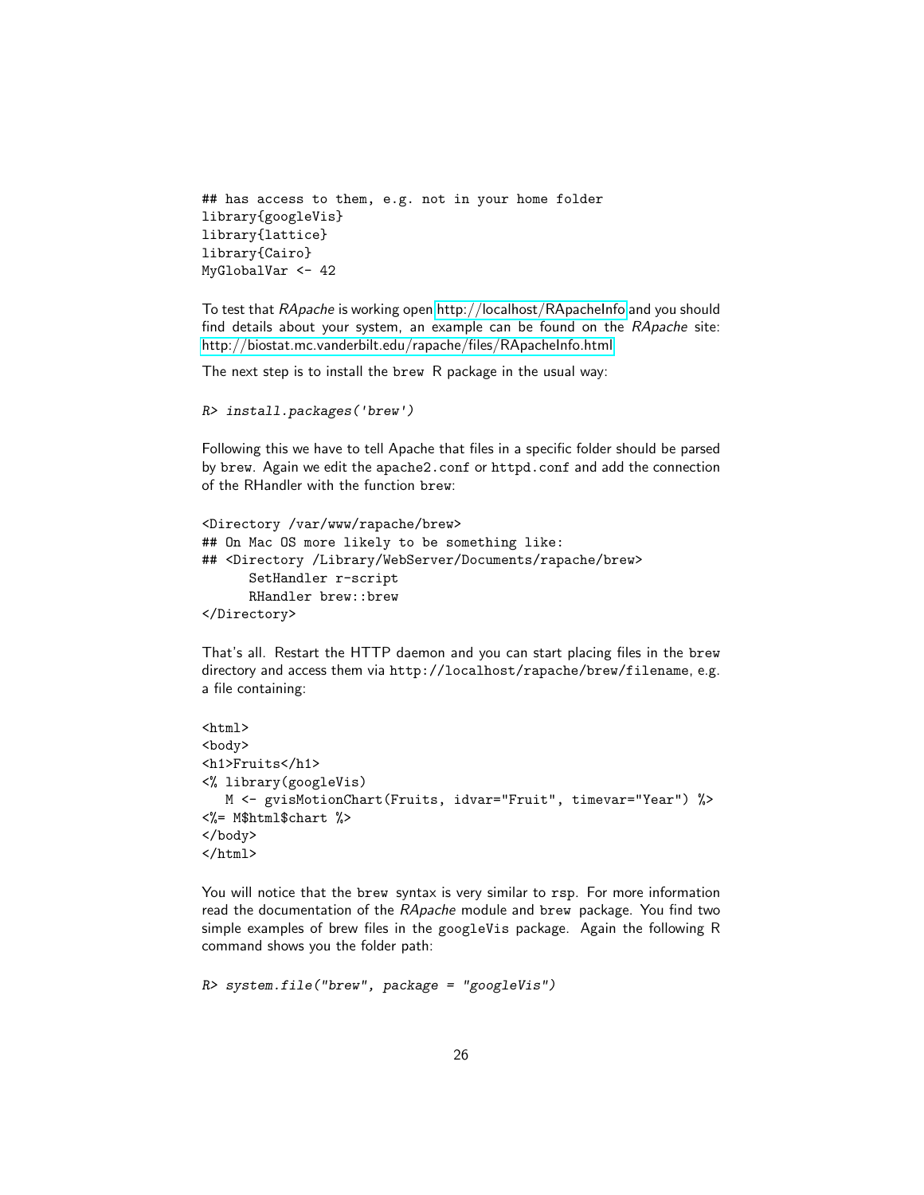```
## has access to them, e.g. not in your home folder
library{googleVis}
library{lattice}
library{Cairo}
MyGlobalVar <- 42
```

To test that *RApache* is working open http://localhost/RApacheInfo and you should find details about your system, an example can be found on the *RApache* site: http://biostat.mc.vanderbilt.edu/rapache/files/RApacheInfo.html

The next step is to install the `brew` R package in the usual way:

```
R> install.packages('brew')
```

Following this we have to tell Apache that files in a specific folder should be parsed by `brew`. Again we edit the `apache2.conf` or `httpd.conf` and add the connection of the RHandler with the function `brew`:

```
<Directory /var/www/rapache/brew>
## On Mac OS more likely to be something like:
## <Directory /Library/WebServer/Documents/rapache/brew>
      SetHandler r-script
      RHandler brew::brew
</Directory>
```

That's all. Restart the HTTP daemon and you can start placing files in the `brew` directory and access them via `http://localhost/rapache/brew/filename`, e.g. a file containing:

```
<html>
<body>
<h1>Fruits</h1>
<% library(googleVis)
   M <- gvisMotionChart(Fruits, idvar="Fruit", timevar="Year") %>
<%= M$html$chart %>
</body>
</html>
```

You will notice that the `brew` syntax is very similar to `rsp`. For more information read the documentation of the *RApache* module and `brew` package. You find two simple examples of brew files in the `googleVis` package. Again the following R command shows you the folder path:

```
R> system.file("brew", package = "googleVis")
```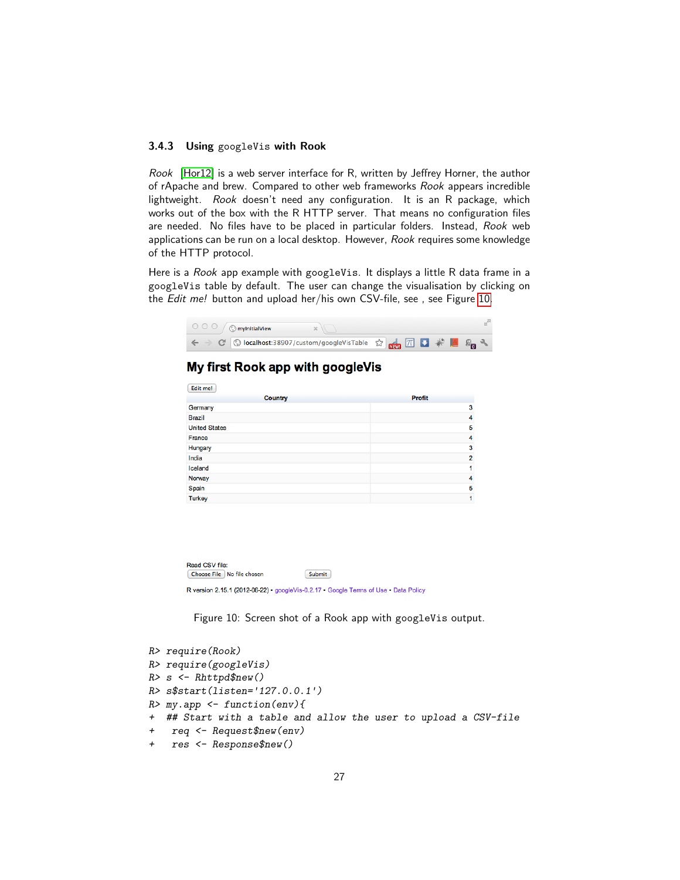### 3.4.3 Using `googleVis` with Rook

*Rook* [Hor12] is a web server interface for R, written by Jeffrey Horner, the author of rApache and brew. Compared to other web frameworks *Rook* appears incredible lightweight. *Rook* doesn't need any configuration. It is an R package, which works out of the box with the R HTTP server. That means no configuration files are needed. No files have to be placed in particular folders. Instead, *Rook* web applications can be run on a local desktop. However, *Rook* requires some knowledge of the HTTP protocol.

Here is a *Rook* app example with `googleVis`. It displays a little R data frame in a `googleVis` table by default. The user can change the visualisation by clicking on the *Edit me!* button and upload her/his own CSV-file, see , see Figure 10.

Figure 10: Screen shot of a Rook app with `googleVis` output.

```
R> require(Rook)
R> require(googleVis)
R> s <- Rhttpd$new()
R> s$start(listen='127.0.0.1')
R> my.app <- function(env){
+  ## Start with a table and allow the user to upload a CSV-file
+   req <- Request$new(env)
+   res <- Response$new()
```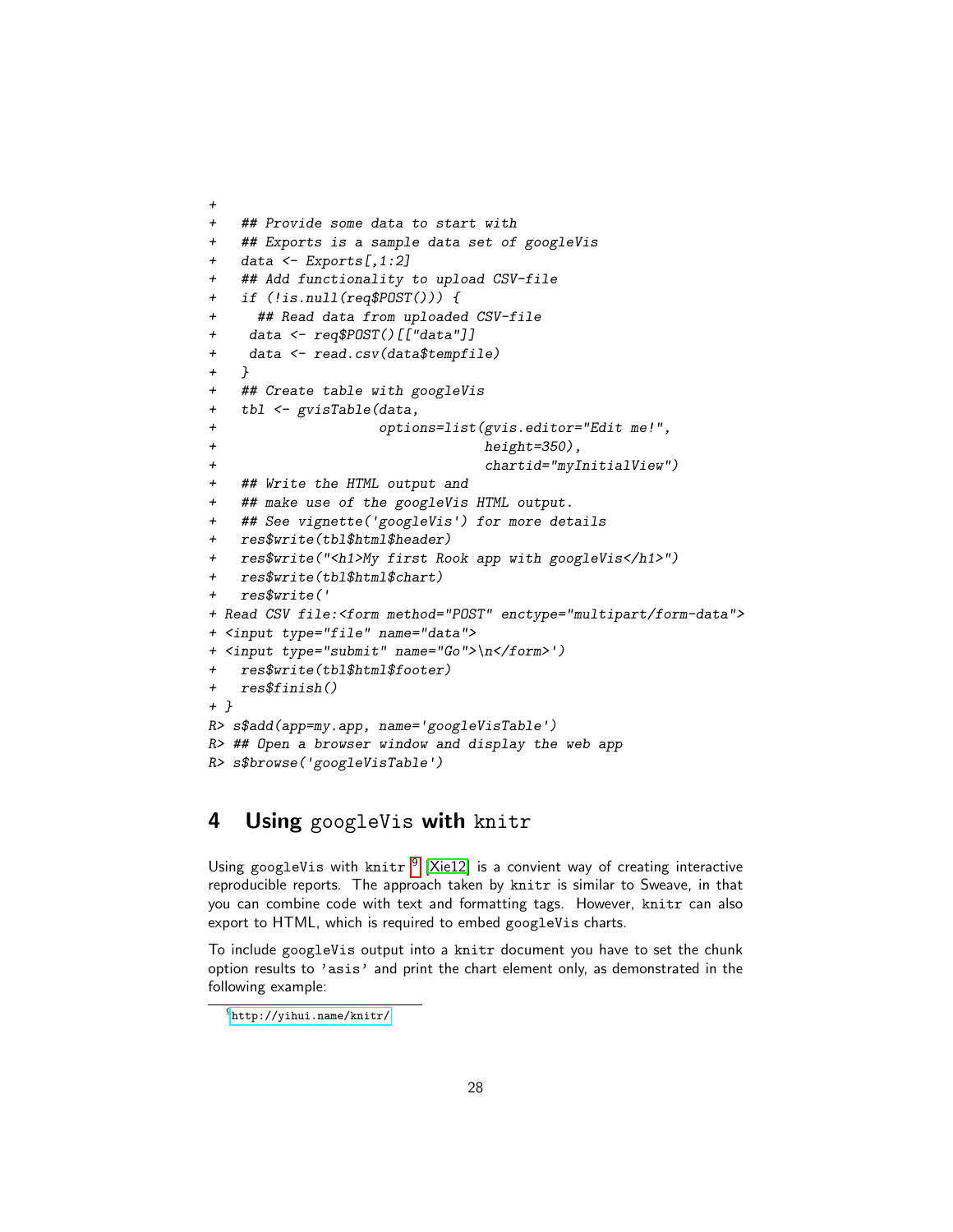```
+
+   ## Provide some data to start with
+   ## Exports is a sample data set of googleVis
+   data <- Exports[,1:2]
+   ## Add functionality to upload CSV-file
+   if (!is.null(req$POST())) {
+     ## Read data from uploaded CSV-file
+    data <- req$POST()[["data"]]
+    data <- read.csv(data$tempfile)
+   }
+   ## Create table with googleVis
+   tbl <- gvisTable(data,
+                    options=list(gvis.editor="Edit me!",
+                                 height=350),
+                                 chartid="myInitialView")
+   ## Write the HTML output and
+   ## make use of the googleVis HTML output.
+   ## See vignette('googleVis') for more details
+   res$write(tbl$html$header)
+   res$write("<h1>My first Rook app with googleVis</h1>")
+   res$write(tbl$html$chart)
+   res$write('
+ Read CSV file:<form method="POST" enctype="multipart/form-data">
+ <input type="file" name="data">
+ <input type="submit" name="Go">\n</form>')
+   res$write(tbl$html$footer)
+   res$finish()
+ }
R> s$add(app=my.app, name='googleVisTable')
R> ## Open a browser window and display the web app
R> s$browse('googleVisTable')
```

## 4 Using googleVis with knitr

Using googleVis with knitr [9] [Xie12] is a convient way of creating interactive reproducible reports. The approach taken by knitr is similar to Sweave, in that you can combine code with text and formatting tags. However, knitr can also export to HTML, which is required to embed googleVis charts.

To include googleVis output into a knitr document you have to set the chunk option results to 'asis' and print the chart element only, as demonstrated in the following example:

[9] http://yihui.name/knitr/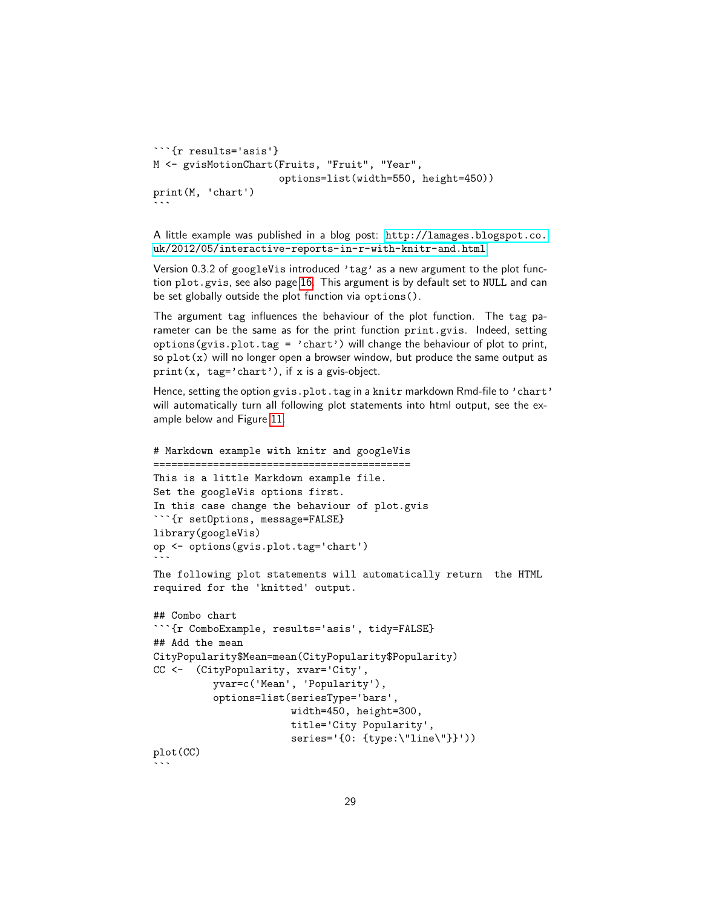````
```{r results='asis'}
M <- gvisMotionChart(Fruits, "Fruit", "Year",
                     options=list(width=550, height=450))
print(M, 'chart')
```
````

A little example was published in a blog post: http://lamages.blogspot.co.uk/2012/05/interactive-reports-in-r-with-knitr-and.html

Version 0.3.2 of googleVis introduced 'tag' as a new argument to the plot function plot.gvis, see also page 16. This argument is by default set to NULL and can be set globally outside the plot function via options().

The argument tag influences the behaviour of the plot function. The tag parameter can be the same as for the print function print.gvis. Indeed, setting options(gvis.plot.tag = 'chart') will change the behaviour of plot to print, so plot(x) will no longer open a browser window, but produce the same output as print(x, tag='chart'), if x is a gvis-object.

Hence, setting the option gvis.plot.tag in a knitr markdown Rmd-file to 'chart' will automatically turn all following plot statements into html output, see the example below and Figure 11.

````
# Markdown example with knitr and googleVis
===========================================
This is a little Markdown example file.
Set the googleVis options first.
In this case change the behaviour of plot.gvis
```{r setOptions, message=FALSE}
library(googleVis)
op <- options(gvis.plot.tag='chart')
```
The following plot statements will automatically return  the HTML
required for the 'knitted' output.

## Combo chart
```{r ComboExample, results='asis', tidy=FALSE}
## Add the mean
CityPopularity$Mean=mean(CityPopularity$Popularity)
CC <-  (CityPopularity, xvar='City',
          yvar=c('Mean', 'Popularity'),
          options=list(seriesType='bars',
                       width=450, height=300,
                       title='City Popularity',
                       series='{0: {type:\"line\"}}'))
plot(CC)
```
````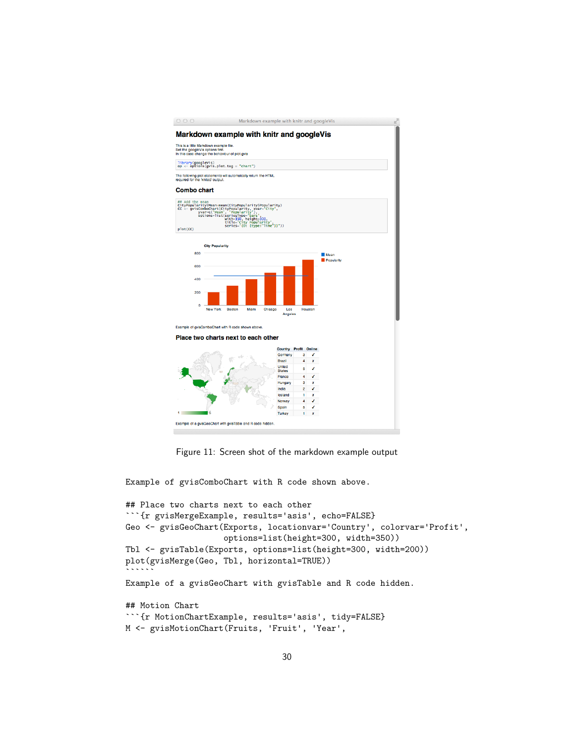Figure 11: Screen shot of the markdown example output

```
Example of gvisComboChart with R code shown above.

## Place two charts next to each other
```{r gvisMergeExample, results='asis', echo=FALSE}
Geo <- gvisGeoChart(Exports, locationvar='Country', colorvar='Profit',
                    options=list(height=300, width=350))
Tbl <- gvisTable(Exports, options=list(height=300, width=200))
plot(gvisMerge(Geo, Tbl, horizontal=TRUE))
``````
Example of a gvisGeoChart with gvisTable and R code hidden.

## Motion Chart
```{r MotionChartExample, results='asis', tidy=FALSE}
M <- gvisMotionChart(Fruits, 'Fruit', 'Year',
```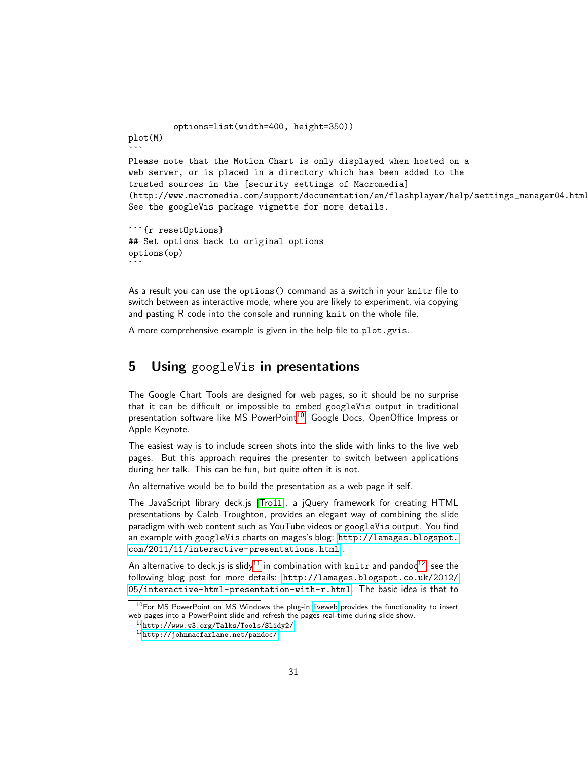```
         options=list(width=400, height=350))
plot(M)
```
```
Please note that the Motion Chart is only displayed when hosted on a
web server, or is placed in a directory which has been added to the
trusted sources in the [security settings of Macromedia]
(http://www.macromedia.com/support/documentation/en/flashplayer/help/settings_manager04.html
See the googleVis package vignette for more details.

```{r resetOptions}
## Set options back to original options
options(op)
```
```

As a result you can use the `options()` command as a switch in your `knitr` file to switch between as interactive mode, where you are likely to experiment, via copying and pasting R code into the console and running `knit` on the whole file.

A more comprehensive example is given in the help file to `plot.gvis`.

## 5 Using `googleVis` in presentations

The Google Chart Tools are designed for web pages, so it should be no surprise that it can be difficult or impossible to embed `googleVis` output in traditional presentation software like MS PowerPoint[10], Google Docs, OpenOffice Impress or Apple Keynote.

The easiest way is to include screen shots into the slide with links to the live web pages. But this approach requires the presenter to switch between applications during her talk. This can be fun, but quite often it is not.

An alternative would be to build the presentation as a web page it self.

The JavaScript library deck.js [Tro11], a jQuery framework for creating HTML presentations by Caleb Troughton, provides an elegant way of combining the slide paradigm with web content such as YouTube videos or `googleVis` output. You find an example with `googleVis` charts on mages's blog: `http://lamages.blogspot.com/2011/11/interactive-presentations.html` .

An alternative to deck.js is slidy[11] in combination with `knitr` and pandoc[12], see the following blog post for more details: `http://lamages.blogspot.co.uk/2012/05/interactive-html-presentation-with-r.html`. The basic idea is that to

---

[10] For MS PowerPoint on MS Windows the plug-in liveweb provides the functionality to insert web pages into a PowerPoint slide and refresh the pages real-time during slide show.

[11] `http://www.w3.org/Talks/Tools/Slidy2/`

[12] `http://johnmacfarlane.net/pandoc/`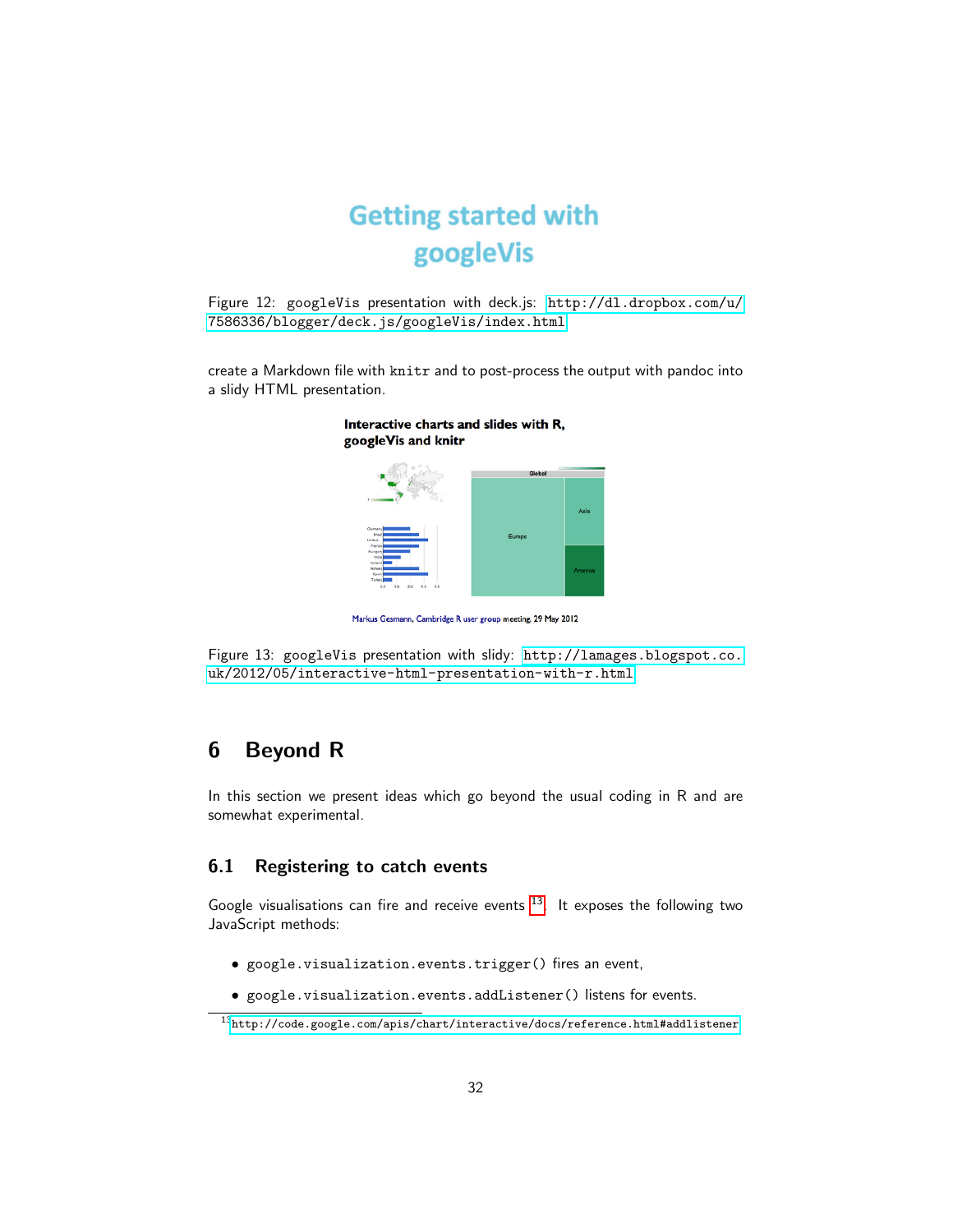Figure 12: googleVis presentation with deck.js: http://dl.dropbox.com/u/7586336/blogger/deck.js/googleVis/index.html

create a Markdown file with knitr and to post-process the output with pandoc into a slidy HTML presentation.

Figure 13: googleVis presentation with slidy: http://lamages.blogspot.co.uk/2012/05/interactive-html-presentation-with-r.html

## 6 Beyond R

In this section we present ideas which go beyond the usual coding in R and are somewhat experimental.

### 6.1 Registering to catch events

Google visualisations can fire and receive events [13]. It exposes the following two JavaScript methods:

- google.visualization.events.trigger() fires an event,
- google.visualization.events.addListener() listens for events.

[13] http://code.google.com/apis/chart/interactive/docs/reference.html#addlistener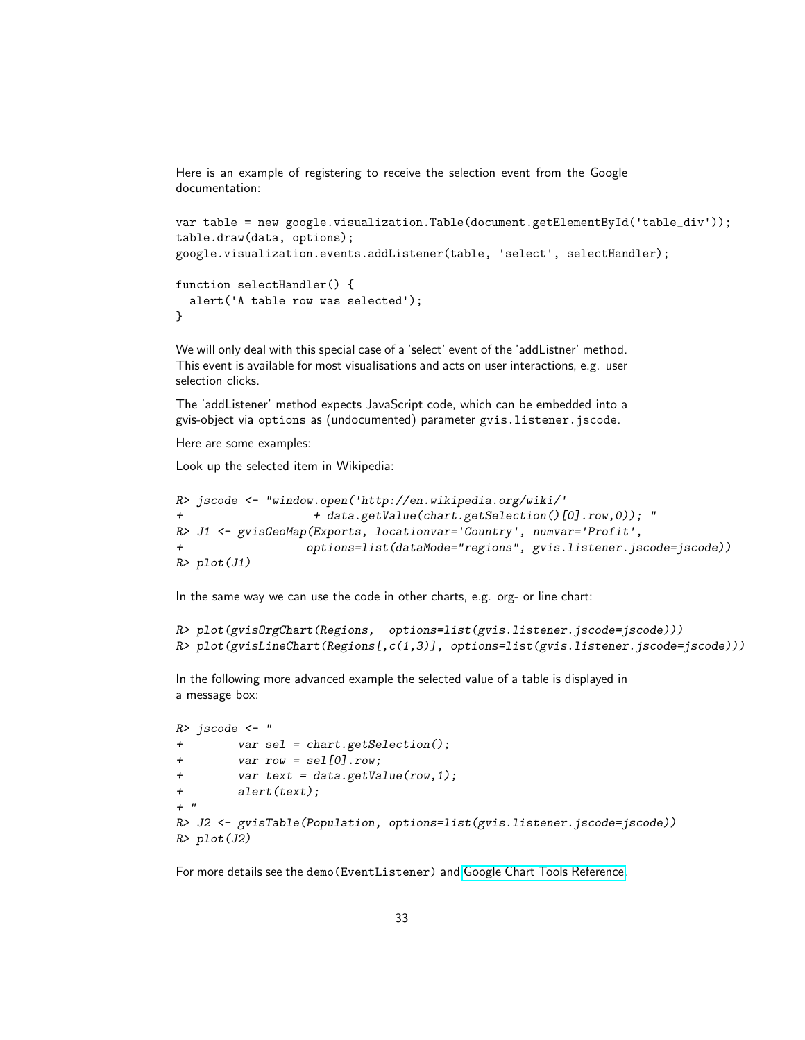Here is an example of registering to receive the selection event from the Google documentation:

```
var table = new google.visualization.Table(document.getElementById('table_div'));
table.draw(data, options);
google.visualization.events.addListener(table, 'select', selectHandler);

function selectHandler() {
  alert('A table row was selected');
}
```

We will only deal with this special case of a 'select' event of the 'addListner' method. This event is available for most visualisations and acts on user interactions, e.g. user selection clicks.

The 'addListener' method expects JavaScript code, which can be embedded into a gvis-object via options as (undocumented) parameter gvis.listener.jscode.

Here are some examples:

Look up the selected item in Wikipedia:

```
R> jscode <- "window.open('http://en.wikipedia.org/wiki/'
+                   + data.getValue(chart.getSelection()[0].row,0)); "
R> J1 <- gvisGeoMap(Exports, locationvar='Country', numvar='Profit',
+                  options=list(dataMode="regions", gvis.listener.jscode=jscode))
R> plot(J1)
```

In the same way we can use the code in other charts, e.g. org- or line chart:

```
R> plot(gvisOrgChart(Regions,  options=list(gvis.listener.jscode=jscode)))
R> plot(gvisLineChart(Regions[,c(1,3)], options=list(gvis.listener.jscode=jscode)))
```

In the following more advanced example the selected value of a table is displayed in a message box:

```
R> jscode <- "
+        var sel = chart.getSelection();
+        var row = sel[0].row;
+        var text = data.getValue(row,1);
+        alert(text);
+ "
R> J2 <- gvisTable(Population, options=list(gvis.listener.jscode=jscode))
R> plot(J2)
```

For more details see the demo(EventListener) and Google Chart Tools Reference.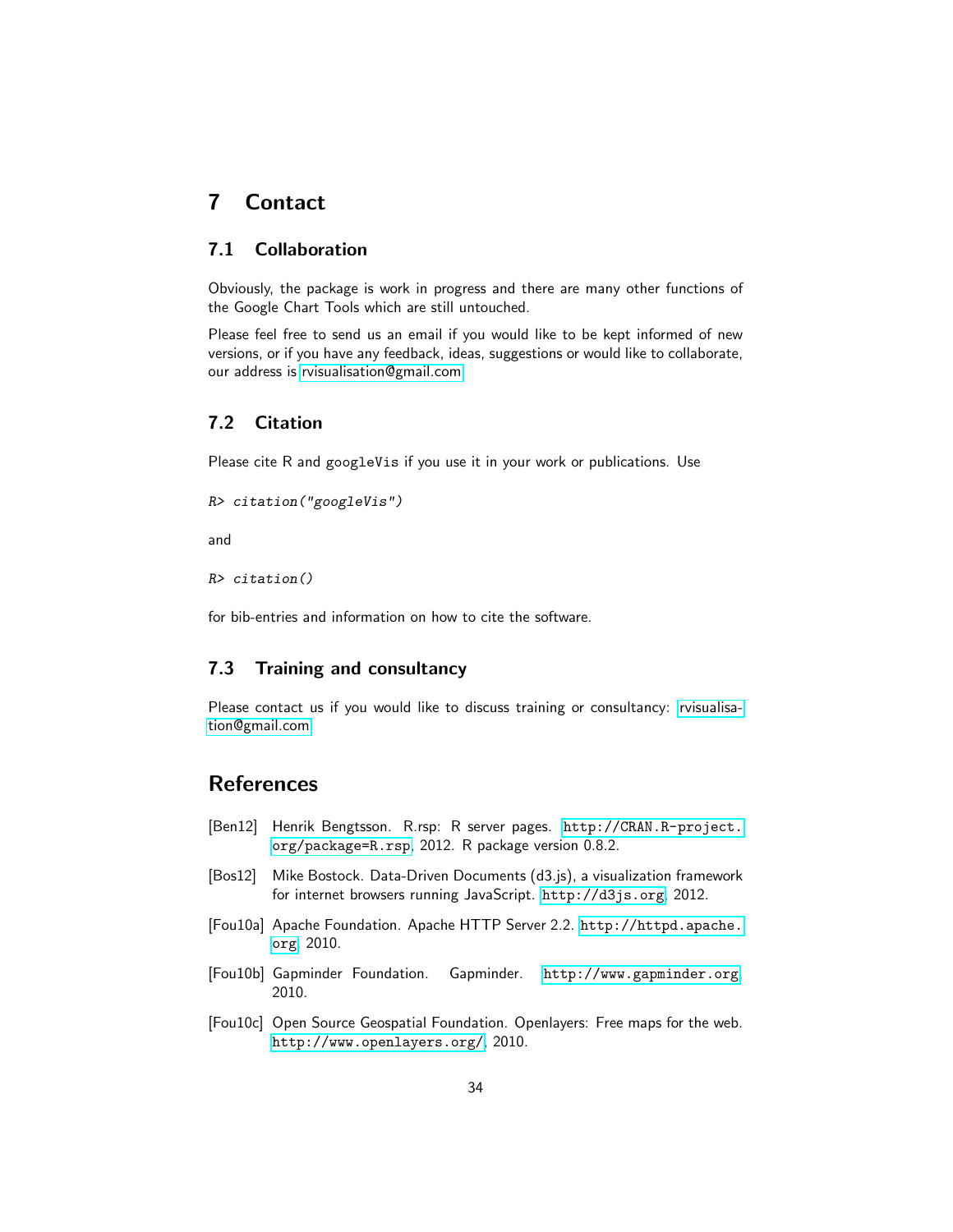# 7 Contact

## 7.1 Collaboration

Obviously, the package is work in progress and there are many other functions of the Google Chart Tools which are still untouched.

Please feel free to send us an email if you would like to be kept informed of new versions, or if you have any feedback, ideas, suggestions or would like to collaborate, our address is rvisualisation@gmail.com

## 7.2 Citation

Please cite R and `googleVis` if you use it in your work or publications. Use

```
R> citation("googleVis")
```

and

```
R> citation()
```

for bib-entries and information on how to cite the software.

## 7.3 Training and consultancy

Please contact us if you would like to discuss training or consultancy: rvisualisation@gmail.com

# References

[Ben12] Henrik Bengtsson. R.rsp: R server pages. `http://CRAN.R-project.org/package=R.rsp`, 2012. R package version 0.8.2.

[Bos12] Mike Bostock. Data-Driven Documents (d3.js), a visualization framework for internet browsers running JavaScript. `http://d3js.org`, 2012.

[Fou10a] Apache Foundation. Apache HTTP Server 2.2. `http://httpd.apache.org`, 2010.

[Fou10b] Gapminder Foundation. Gapminder. `http://www.gapminder.org`, 2010.

[Fou10c] Open Source Geospatial Foundation. Openlayers: Free maps for the web. `http://www.openlayers.org/`, 2010.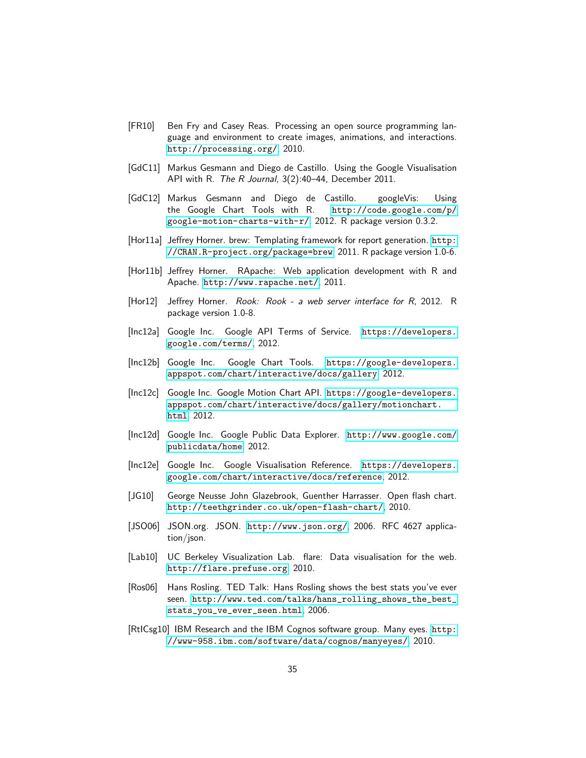[FR10] Ben Fry and Casey Reas. Processing an open source programming language and environment to create images, animations, and interactions. http://processing.org/, 2010.

[GdC11] Markus Gesmann and Diego de Castillo. Using the Google Visualisation API with R. *The R Journal*, 3(2):40–44, December 2011.

[GdC12] Markus Gesmann and Diego de Castillo. googleVis: Using the Google Chart Tools with R. http://code.google.com/p/google-motion-charts-with-r/, 2012. R package version 0.3.2.

[Hor11a] Jeffrey Horner. brew: Templating framework for report generation. http://CRAN.R-project.org/package=brew, 2011. R package version 1.0-6.

[Hor11b] Jeffrey Horner. RApache: Web application development with R and Apache. http://www.rapache.net/, 2011.

[Hor12] Jeffrey Horner. *Rook: Rook - a web server interface for R*, 2012. R package version 1.0-8.

[Inc12a] Google Inc. Google API Terms of Service. https://developers.google.com/terms/, 2012.

[Inc12b] Google Inc. Google Chart Tools. https://google-developers.appspot.com/chart/interactive/docs/gallery, 2012.

[Inc12c] Google Inc. Google Motion Chart API. https://google-developers.appspot.com/chart/interactive/docs/gallery/motionchart.html, 2012.

[Inc12d] Google Inc. Google Public Data Explorer. http://www.google.com/publicdata/home, 2012.

[Inc12e] Google Inc. Google Visualisation Reference. https://developers.google.com/chart/interactive/docs/reference, 2012.

[JG10] George Neusse John Glazebrook, Guenther Harrasser. Open flash chart. http://teethgrinder.co.uk/open-flash-chart/, 2010.

[JSO06] JSON.org. JSON. http://www.json.org/, 2006. RFC 4627 application/json.

[Lab10] UC Berkeley Visualization Lab. flare: Data visualisation for the web. http://flare.prefuse.org, 2010.

[Ros06] Hans Rosling. TED Talk: Hans Rosling shows the best stats you've ever seen. http://www.ted.com/talks/hans_rolling_shows_the_best_stats_you_ve_ever_seen.html, 2006.

[RtICsg10] IBM Research and the IBM Cognos software group. Many eyes. http://www-958.ibm.com/software/data/cognos/manyeyes/, 2010.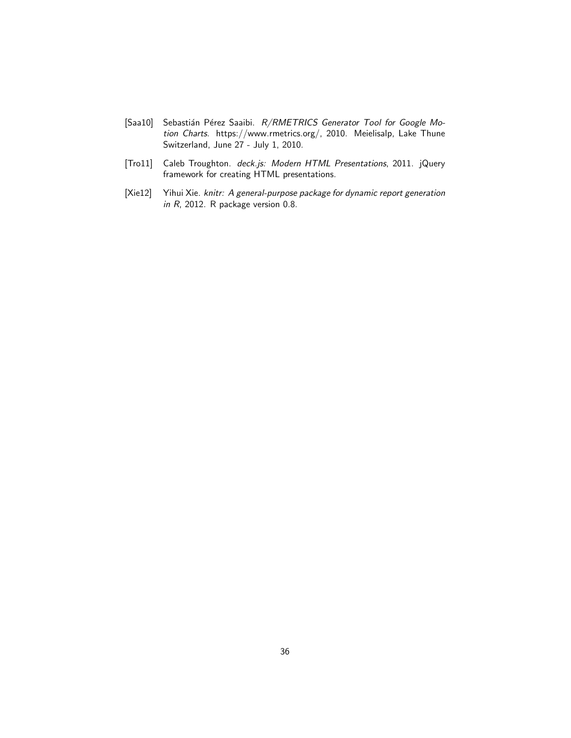[Saa10] Sebastián Pérez Saaibi. *R/RMETRICS Generator Tool for Google Motion Charts*. https://www.rmetrics.org/, 2010. Meielisalp, Lake Thune Switzerland, June 27 - July 1, 2010.

[Tro11] Caleb Troughton. *deck.js: Modern HTML Presentations*, 2011. jQuery framework for creating HTML presentations.

[Xie12] Yihui Xie. *knitr: A general-purpose package for dynamic report generation in R*, 2012. R package version 0.8.